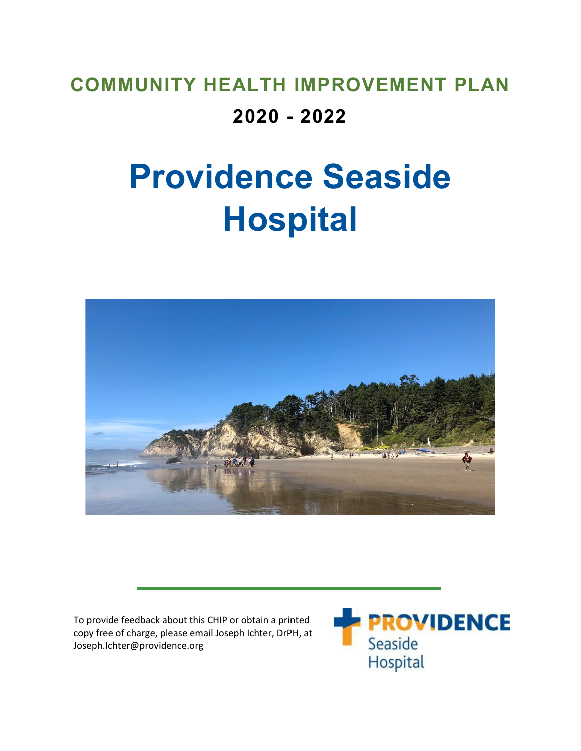# COMMUNITY HEALTH IMPROVEMENT PLAN

## 2020 - 2022

# Providence Seaside Hospital

To provide feedback about this CHIP or obtain a printed copy free of charge, please email Joseph Ichter, DrPH, at Joseph.Ichter@providence.org

PROVIDENCE Seaside Hospital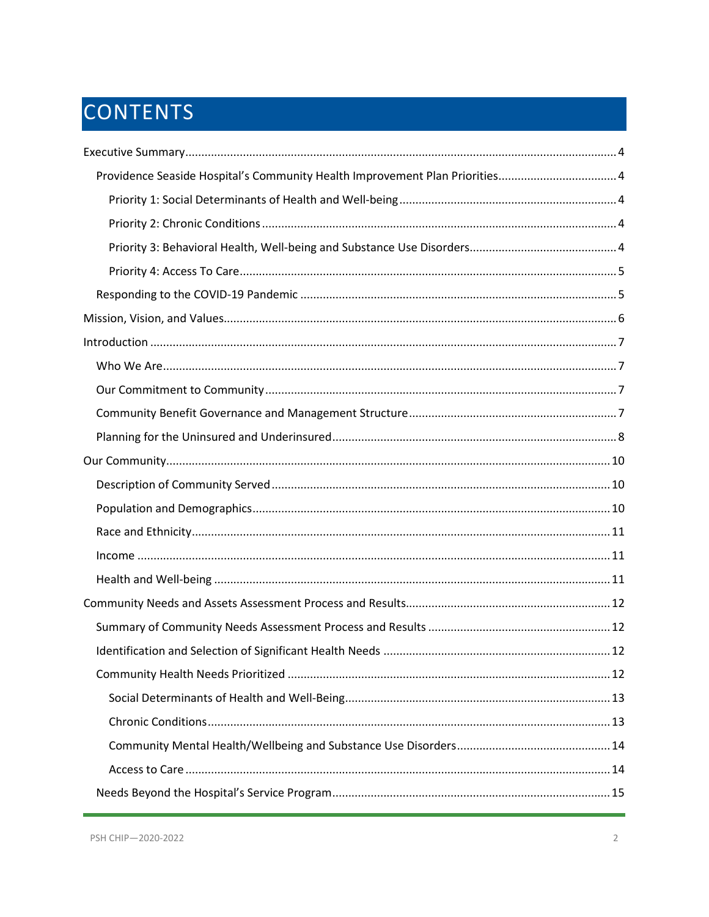# CONTENTS

Executive Summary .......... 4

- Providence Seaside Hospital's Community Health Improvement Plan Priorities .......... 4
  - Priority 1: Social Determinants of Health and Well-being .......... 4
  - Priority 2: Chronic Conditions .......... 4
  - Priority 3: Behavioral Health, Well-being and Substance Use Disorders .......... 4
  - Priority 4: Access To Care .......... 5
- Responding to the COVID-19 Pandemic .......... 5

Mission, Vision, and Values .......... 6

Introduction .......... 7

- Who We Are .......... 7
- Our Commitment to Community .......... 7
- Community Benefit Governance and Management Structure .......... 7
- Planning for the Uninsured and Underinsured .......... 8

Our Community .......... 10

- Description of Community Served .......... 10
- Population and Demographics .......... 10
- Race and Ethnicity .......... 11
- Income .......... 11
- Health and Well-being .......... 11

Community Needs and Assets Assessment Process and Results .......... 12

- Summary of Community Needs Assessment Process and Results .......... 12
- Identification and Selection of Significant Health Needs .......... 12
- Community Health Needs Prioritized .......... 12
  - Social Determinants of Health and Well-Being .......... 13
  - Chronic Conditions .......... 13
  - Community Mental Health/Wellbeing and Substance Use Disorders .......... 14
  - Access to Care .......... 14
- Needs Beyond the Hospital's Service Program .......... 15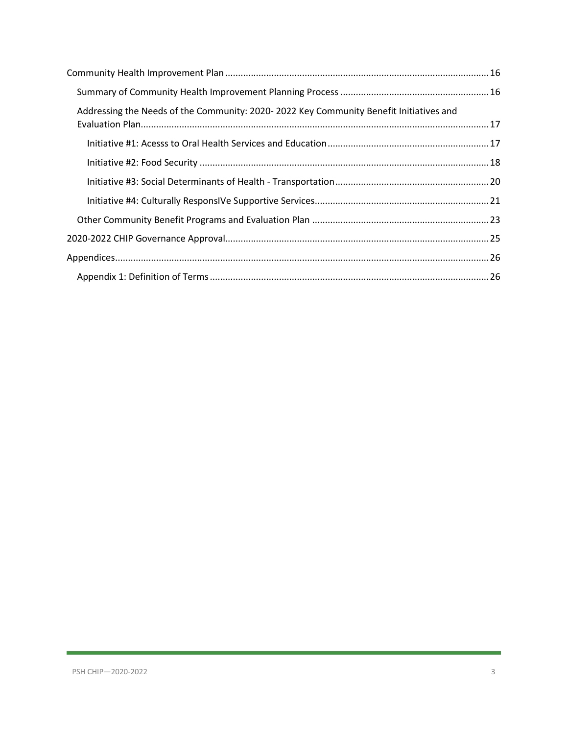Community Health Improvement Plan ........................................................................................................ 16

Summary of Community Health Improvement Planning Process ........................................................... 16

Addressing the Needs of the Community: 2020- 2022 Key Community Benefit Initiatives and Evaluation Plan ........................................................................................................................................ 17

Initiative #1: Acesss to Oral Health Services and Education ............................................................... 17

Initiative #2: Food Security ................................................................................................................. 18

Initiative #3: Social Determinants of Health - Transportation ............................................................. 20

Initiative #4: Culturally ResponsIVe Supportive Services ..................................................................... 21

Other Community Benefit Programs and Evaluation Plan ..................................................................... 23

2020-2022 CHIP Governance Approval ....................................................................................................... 25

Appendices ................................................................................................................................................. 26

Appendix 1: Definition of Terms ............................................................................................................. 26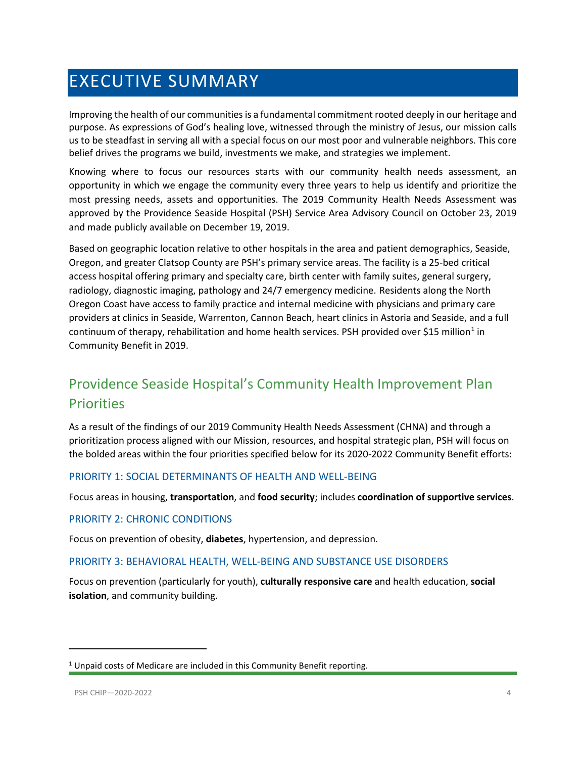# EXECUTIVE SUMMARY

Improving the health of our communities is a fundamental commitment rooted deeply in our heritage and purpose. As expressions of God's healing love, witnessed through the ministry of Jesus, our mission calls us to be steadfast in serving all with a special focus on our most poor and vulnerable neighbors. This core belief drives the programs we build, investments we make, and strategies we implement.

Knowing where to focus our resources starts with our community health needs assessment, an opportunity in which we engage the community every three years to help us identify and prioritize the most pressing needs, assets and opportunities. The 2019 Community Health Needs Assessment was approved by the Providence Seaside Hospital (PSH) Service Area Advisory Council on October 23, 2019 and made publicly available on December 19, 2019.

Based on geographic location relative to other hospitals in the area and patient demographics, Seaside, Oregon, and greater Clatsop County are PSH's primary service areas. The facility is a 25-bed critical access hospital offering primary and specialty care, birth center with family suites, general surgery, radiology, diagnostic imaging, pathology and 24/7 emergency medicine. Residents along the North Oregon Coast have access to family practice and internal medicine with physicians and primary care providers at clinics in Seaside, Warrenton, Cannon Beach, heart clinics in Astoria and Seaside, and a full continuum of therapy, rehabilitation and home health services. PSH provided over $15 million[1] in Community Benefit in 2019.

## Providence Seaside Hospital's Community Health Improvement Plan Priorities

As a result of the findings of our 2019 Community Health Needs Assessment (CHNA) and through a prioritization process aligned with our Mission, resources, and hospital strategic plan, PSH will focus on the bolded areas within the four priorities specified below for its 2020-2022 Community Benefit efforts:

### PRIORITY 1: SOCIAL DETERMINANTS OF HEALTH AND WELL-BEING

Focus areas in housing, **transportation**, and **food security**; includes **coordination of supportive services**.

### PRIORITY 2: CHRONIC CONDITIONS

Focus on prevention of obesity, **diabetes**, hypertension, and depression.

### PRIORITY 3: BEHAVIORAL HEALTH, WELL-BEING AND SUBSTANCE USE DISORDERS

Focus on prevention (particularly for youth), **culturally responsive care** and health education, **social isolation**, and community building.

[1] Unpaid costs of Medicare are included in this Community Benefit reporting.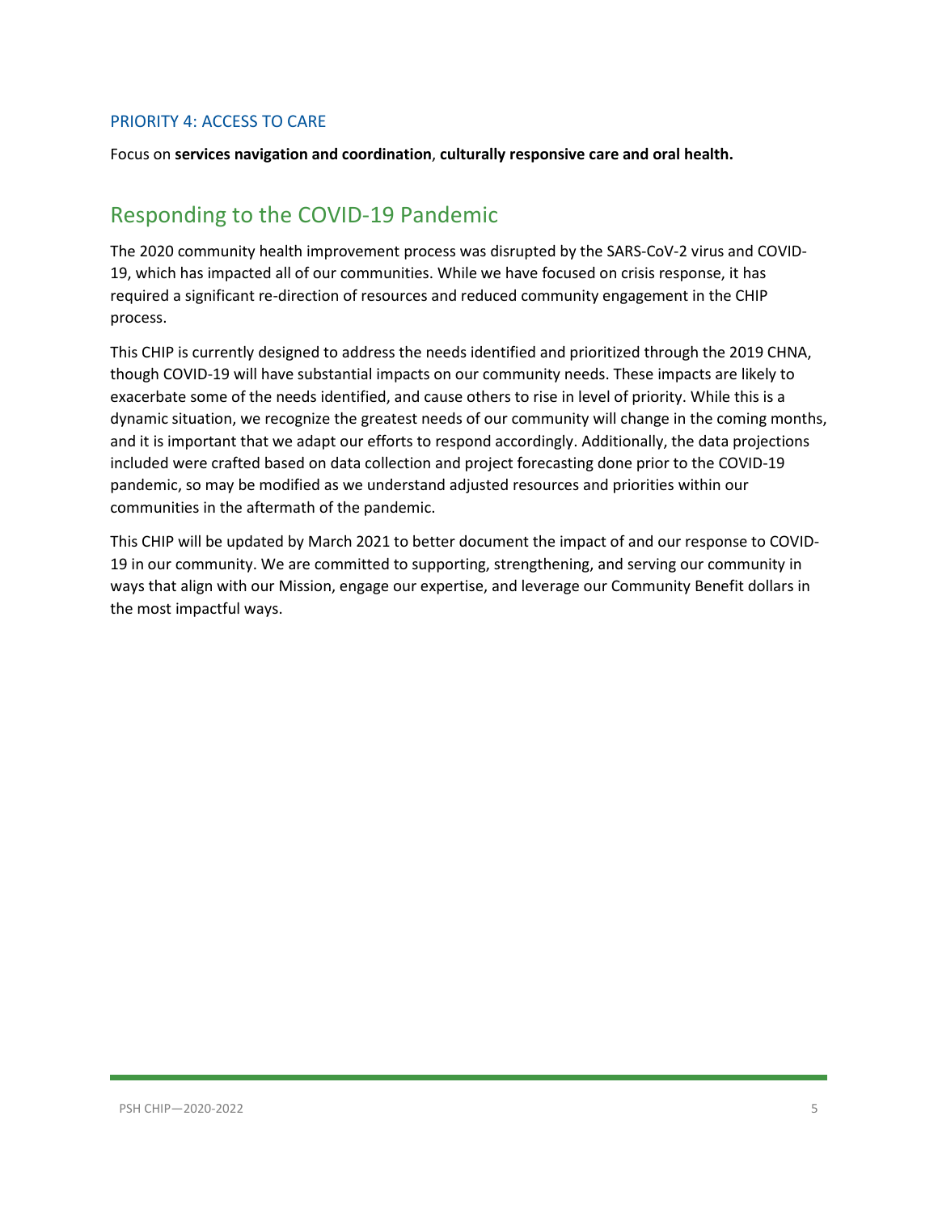### PRIORITY 4: ACCESS TO CARE

Focus on **services navigation and coordination**, **culturally responsive care and oral health.**

## Responding to the COVID-19 Pandemic

The 2020 community health improvement process was disrupted by the SARS-CoV-2 virus and COVID-19, which has impacted all of our communities. While we have focused on crisis response, it has required a significant re-direction of resources and reduced community engagement in the CHIP process.

This CHIP is currently designed to address the needs identified and prioritized through the 2019 CHNA, though COVID-19 will have substantial impacts on our community needs. These impacts are likely to exacerbate some of the needs identified, and cause others to rise in level of priority. While this is a dynamic situation, we recognize the greatest needs of our community will change in the coming months, and it is important that we adapt our efforts to respond accordingly. Additionally, the data projections included were crafted based on data collection and project forecasting done prior to the COVID-19 pandemic, so may be modified as we understand adjusted resources and priorities within our communities in the aftermath of the pandemic.

This CHIP will be updated by March 2021 to better document the impact of and our response to COVID-19 in our community. We are committed to supporting, strengthening, and serving our community in ways that align with our Mission, engage our expertise, and leverage our Community Benefit dollars in the most impactful ways.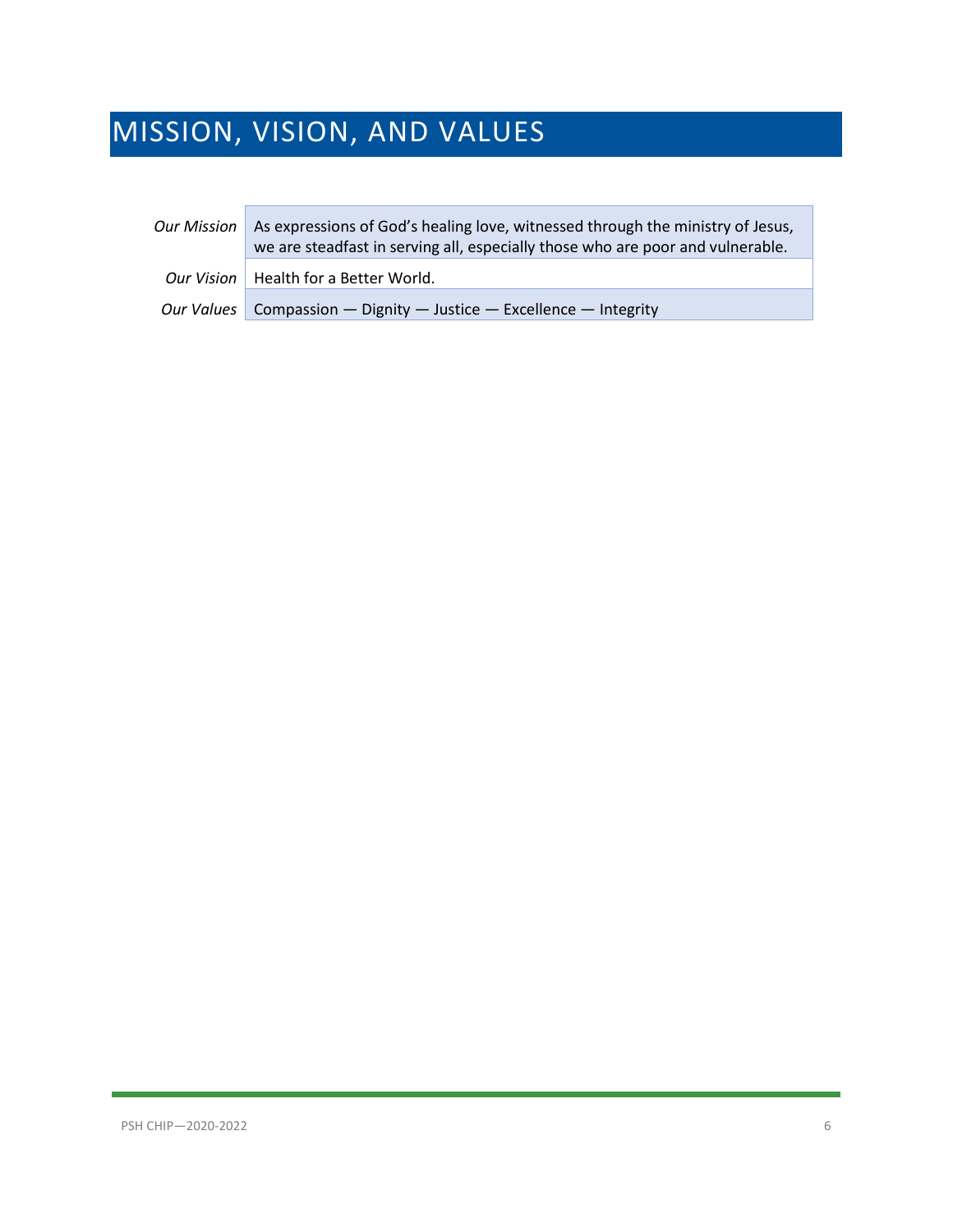# MISSION, VISION, AND VALUES

| | |
|---|---|
| *Our Mission* | As expressions of God's healing love, witnessed through the ministry of Jesus, we are steadfast in serving all, especially those who are poor and vulnerable. |
| *Our Vision* | Health for a Better World. |
| *Our Values* | Compassion — Dignity — Justice — Excellence — Integrity |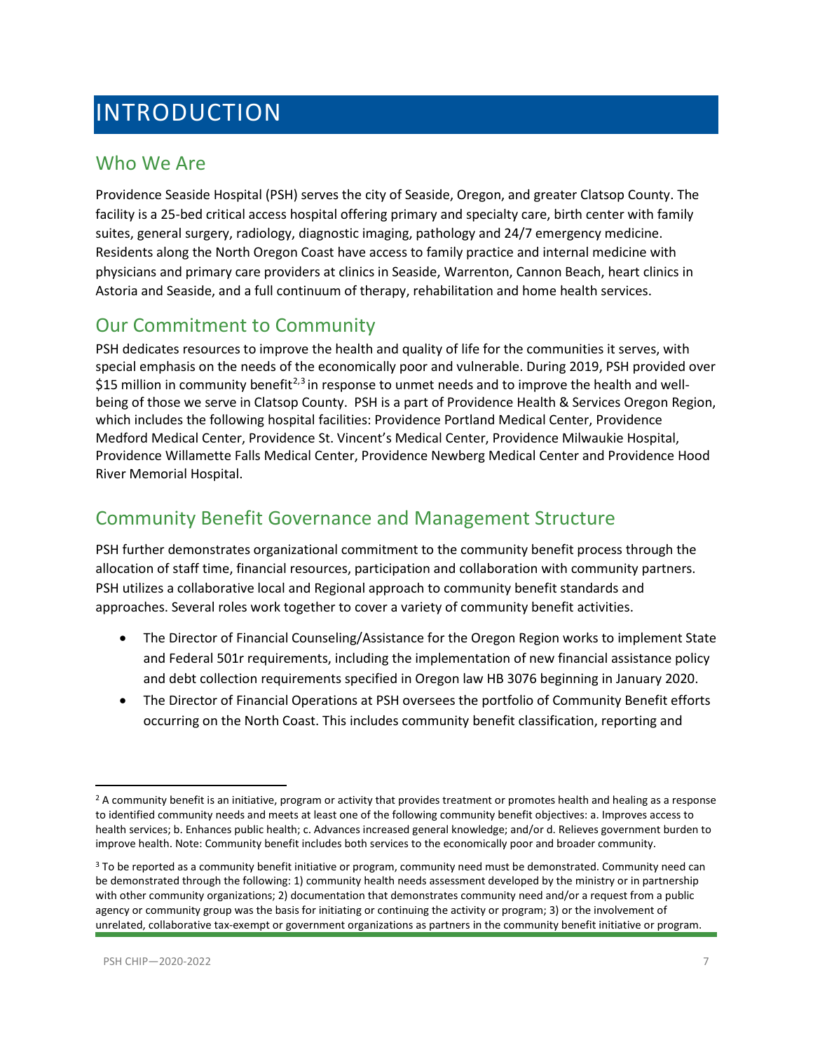# INTRODUCTION

## Who We Are

Providence Seaside Hospital (PSH) serves the city of Seaside, Oregon, and greater Clatsop County. The facility is a 25-bed critical access hospital offering primary and specialty care, birth center with family suites, general surgery, radiology, diagnostic imaging, pathology and 24/7 emergency medicine. Residents along the North Oregon Coast have access to family practice and internal medicine with physicians and primary care providers at clinics in Seaside, Warrenton, Cannon Beach, heart clinics in Astoria and Seaside, and a full continuum of therapy, rehabilitation and home health services.

## Our Commitment to Community

PSH dedicates resources to improve the health and quality of life for the communities it serves, with special emphasis on the needs of the economically poor and vulnerable. During 2019, PSH provided over $15 million in community benefit[2,3] in response to unmet needs and to improve the health and well-being of those we serve in Clatsop County. PSH is a part of Providence Health & Services Oregon Region, which includes the following hospital facilities: Providence Portland Medical Center, Providence Medford Medical Center, Providence St. Vincent's Medical Center, Providence Milwaukie Hospital, Providence Willamette Falls Medical Center, Providence Newberg Medical Center and Providence Hood River Memorial Hospital.

## Community Benefit Governance and Management Structure

PSH further demonstrates organizational commitment to the community benefit process through the allocation of staff time, financial resources, participation and collaboration with community partners. PSH utilizes a collaborative local and Regional approach to community benefit standards and approaches. Several roles work together to cover a variety of community benefit activities.

- The Director of Financial Counseling/Assistance for the Oregon Region works to implement State and Federal 501r requirements, including the implementation of new financial assistance policy and debt collection requirements specified in Oregon law HB 3076 beginning in January 2020.
- The Director of Financial Operations at PSH oversees the portfolio of Community Benefit efforts occurring on the North Coast. This includes community benefit classification, reporting and

---

[2] A community benefit is an initiative, program or activity that provides treatment or promotes health and healing as a response to identified community needs and meets at least one of the following community benefit objectives: a. Improves access to health services; b. Enhances public health; c. Advances increased general knowledge; and/or d. Relieves government burden to improve health. Note: Community benefit includes both services to the economically poor and broader community.

[3] To be reported as a community benefit initiative or program, community need must be demonstrated. Community need can be demonstrated through the following: 1) community health needs assessment developed by the ministry or in partnership with other community organizations; 2) documentation that demonstrates community need and/or a request from a public agency or community group was the basis for initiating or continuing the activity or program; 3) or the involvement of unrelated, collaborative tax-exempt or government organizations as partners in the community benefit initiative or program.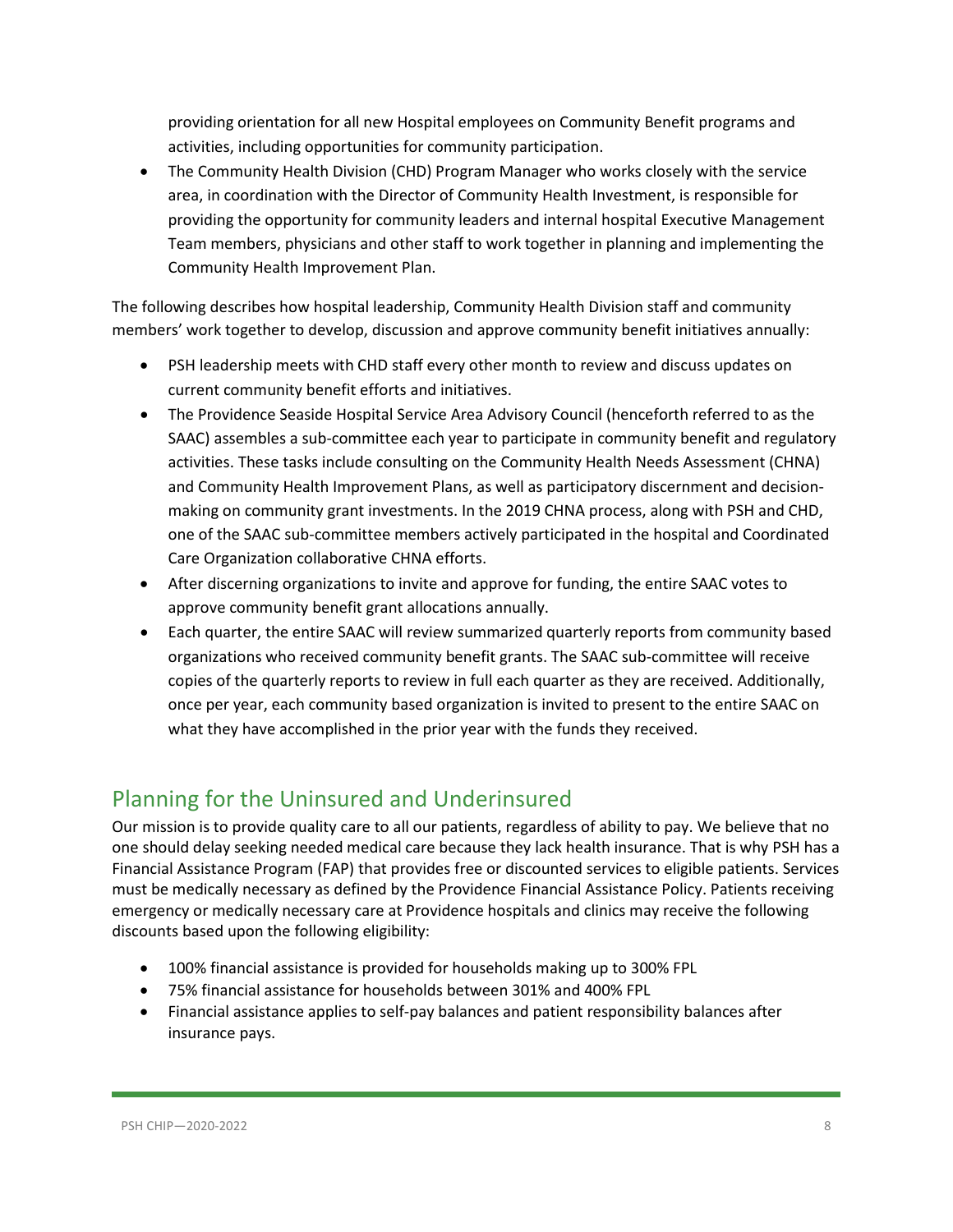providing orientation for all new Hospital employees on Community Benefit programs and activities, including opportunities for community participation.

- The Community Health Division (CHD) Program Manager who works closely with the service area, in coordination with the Director of Community Health Investment, is responsible for providing the opportunity for community leaders and internal hospital Executive Management Team members, physicians and other staff to work together in planning and implementing the Community Health Improvement Plan.

The following describes how hospital leadership, Community Health Division staff and community members' work together to develop, discussion and approve community benefit initiatives annually:

- PSH leadership meets with CHD staff every other month to review and discuss updates on current community benefit efforts and initiatives.
- The Providence Seaside Hospital Service Area Advisory Council (henceforth referred to as the SAAC) assembles a sub-committee each year to participate in community benefit and regulatory activities. These tasks include consulting on the Community Health Needs Assessment (CHNA) and Community Health Improvement Plans, as well as participatory discernment and decision-making on community grant investments. In the 2019 CHNA process, along with PSH and CHD, one of the SAAC sub-committee members actively participated in the hospital and Coordinated Care Organization collaborative CHNA efforts.
- After discerning organizations to invite and approve for funding, the entire SAAC votes to approve community benefit grant allocations annually.
- Each quarter, the entire SAAC will review summarized quarterly reports from community based organizations who received community benefit grants. The SAAC sub-committee will receive copies of the quarterly reports to review in full each quarter as they are received. Additionally, once per year, each community based organization is invited to present to the entire SAAC on what they have accomplished in the prior year with the funds they received.

## Planning for the Uninsured and Underinsured

Our mission is to provide quality care to all our patients, regardless of ability to pay. We believe that no one should delay seeking needed medical care because they lack health insurance. That is why PSH has a Financial Assistance Program (FAP) that provides free or discounted services to eligible patients. Services must be medically necessary as defined by the Providence Financial Assistance Policy. Patients receiving emergency or medically necessary care at Providence hospitals and clinics may receive the following discounts based upon the following eligibility:

- 100% financial assistance is provided for households making up to 300% FPL
- 75% financial assistance for households between 301% and 400% FPL
- Financial assistance applies to self-pay balances and patient responsibility balances after insurance pays.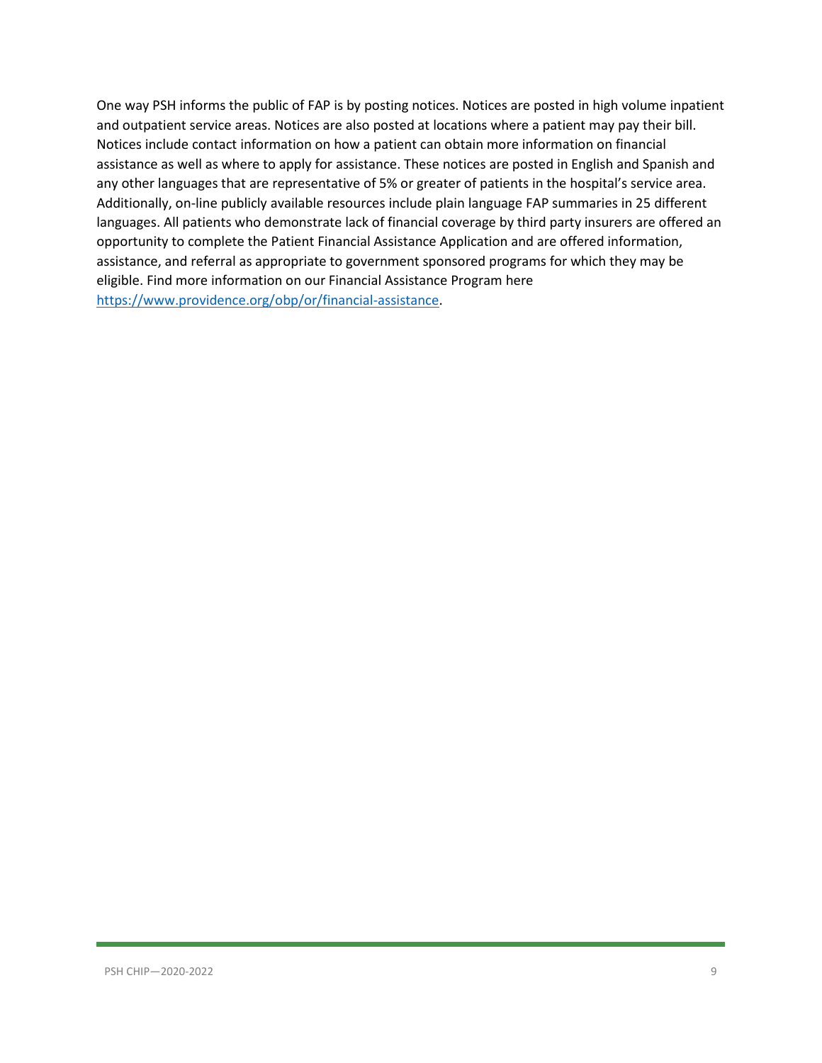One way PSH informs the public of FAP is by posting notices. Notices are posted in high volume inpatient and outpatient service areas. Notices are also posted at locations where a patient may pay their bill. Notices include contact information on how a patient can obtain more information on financial assistance as well as where to apply for assistance. These notices are posted in English and Spanish and any other languages that are representative of 5% or greater of patients in the hospital's service area. Additionally, on-line publicly available resources include plain language FAP summaries in 25 different languages. All patients who demonstrate lack of financial coverage by third party insurers are offered an opportunity to complete the Patient Financial Assistance Application and are offered information, assistance, and referral as appropriate to government sponsored programs for which they may be eligible. Find more information on our Financial Assistance Program here [https://www.providence.org/obp/or/financial-assistance](https://www.providence.org/obp/or/financial-assistance).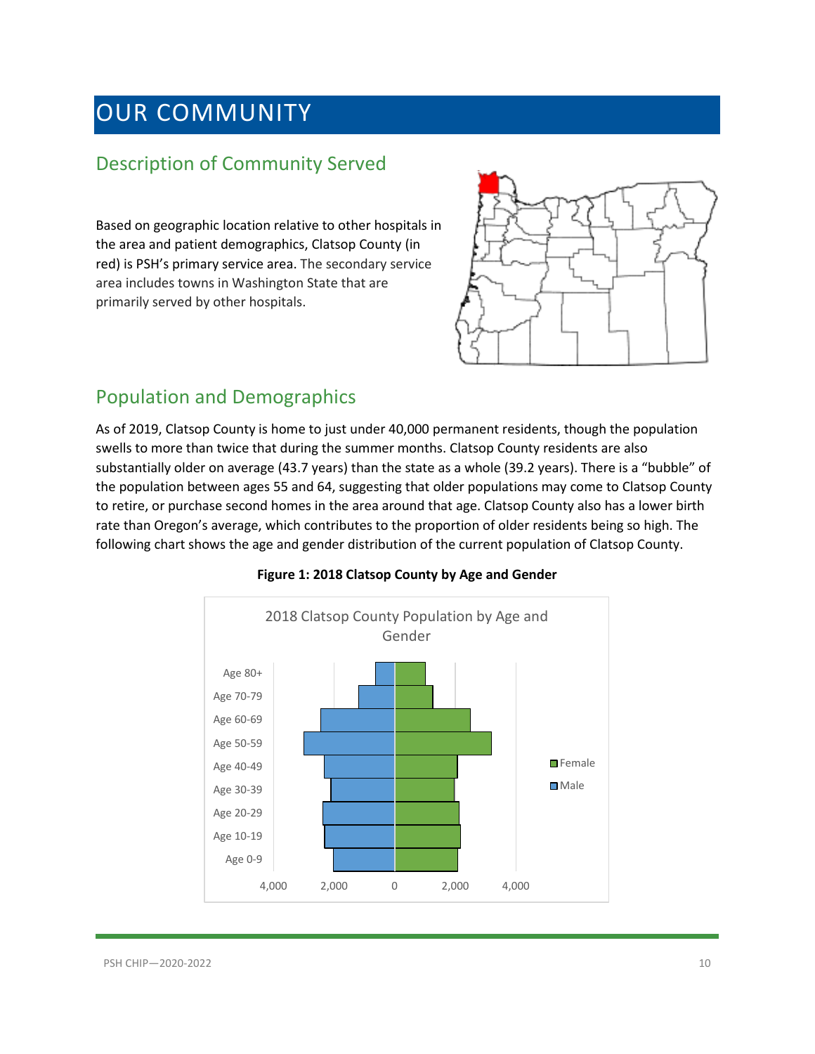# OUR COMMUNITY

## Description of Community Served

Based on geographic location relative to other hospitals in the area and patient demographics, Clatsop County (in red) is PSH's primary service area. The secondary service area includes towns in Washington State that are primarily served by other hospitals.

## Population and Demographics

As of 2019, Clatsop County is home to just under 40,000 permanent residents, though the population swells to more than twice that during the summer months. Clatsop County residents are also substantially older on average (43.7 years) than the state as a whole (39.2 years). There is a "bubble" of the population between ages 55 and 64, suggesting that older populations may come to Clatsop County to retire, or purchase second homes in the area around that age. Clatsop County also has a lower birth rate than Oregon's average, which contributes to the proportion of older residents being so high. The following chart shows the age and gender distribution of the current population of Clatsop County.

**Figure 1: 2018 Clatsop County by Age and Gender**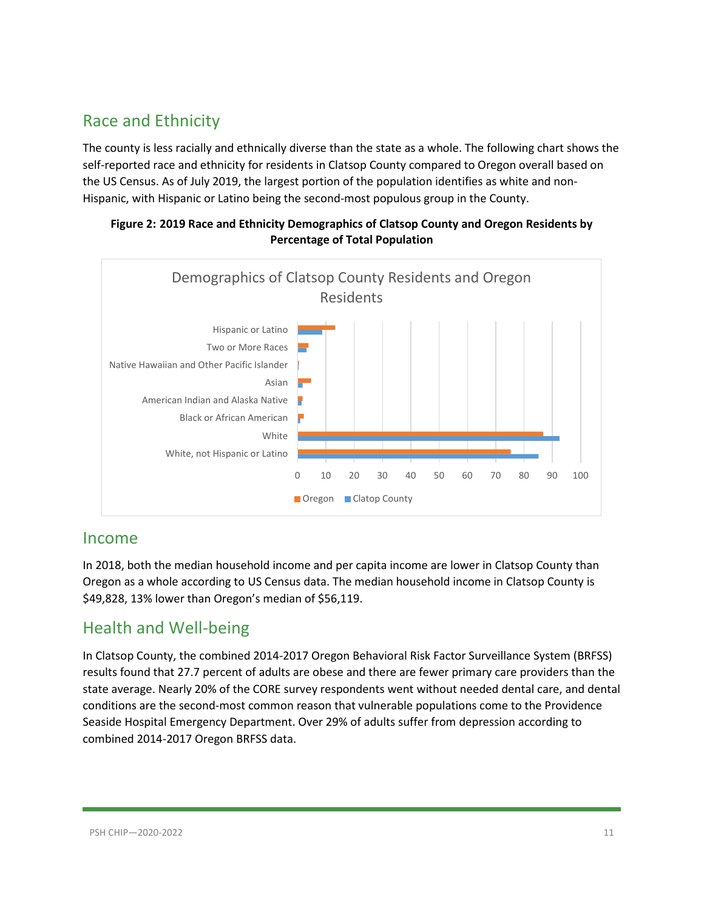## Race and Ethnicity

The county is less racially and ethnically diverse than the state as a whole. The following chart shows the self-reported race and ethnicity for residents in Clatsop County compared to Oregon overall based on the US Census. As of July 2019, the largest portion of the population identifies as white and non-Hispanic, with Hispanic or Latino being the second-most populous group in the County.

**Figure 2: 2019 Race and Ethnicity Demographics of Clatsop County and Oregon Residents by Percentage of Total Population**

## Income

In 2018, both the median household income and per capita income are lower in Clatsop County than Oregon as a whole according to US Census data. The median household income in Clatsop County is $49,828, 13% lower than Oregon's median of $56,119.

## Health and Well-being

In Clatsop County, the combined 2014-2017 Oregon Behavioral Risk Factor Surveillance System (BRFSS) results found that 27.7 percent of adults are obese and there are fewer primary care providers than the state average. Nearly 20% of the CORE survey respondents went without needed dental care, and dental conditions are the second-most common reason that vulnerable populations come to the Providence Seaside Hospital Emergency Department. Over 29% of adults suffer from depression according to combined 2014-2017 Oregon BRFSS data.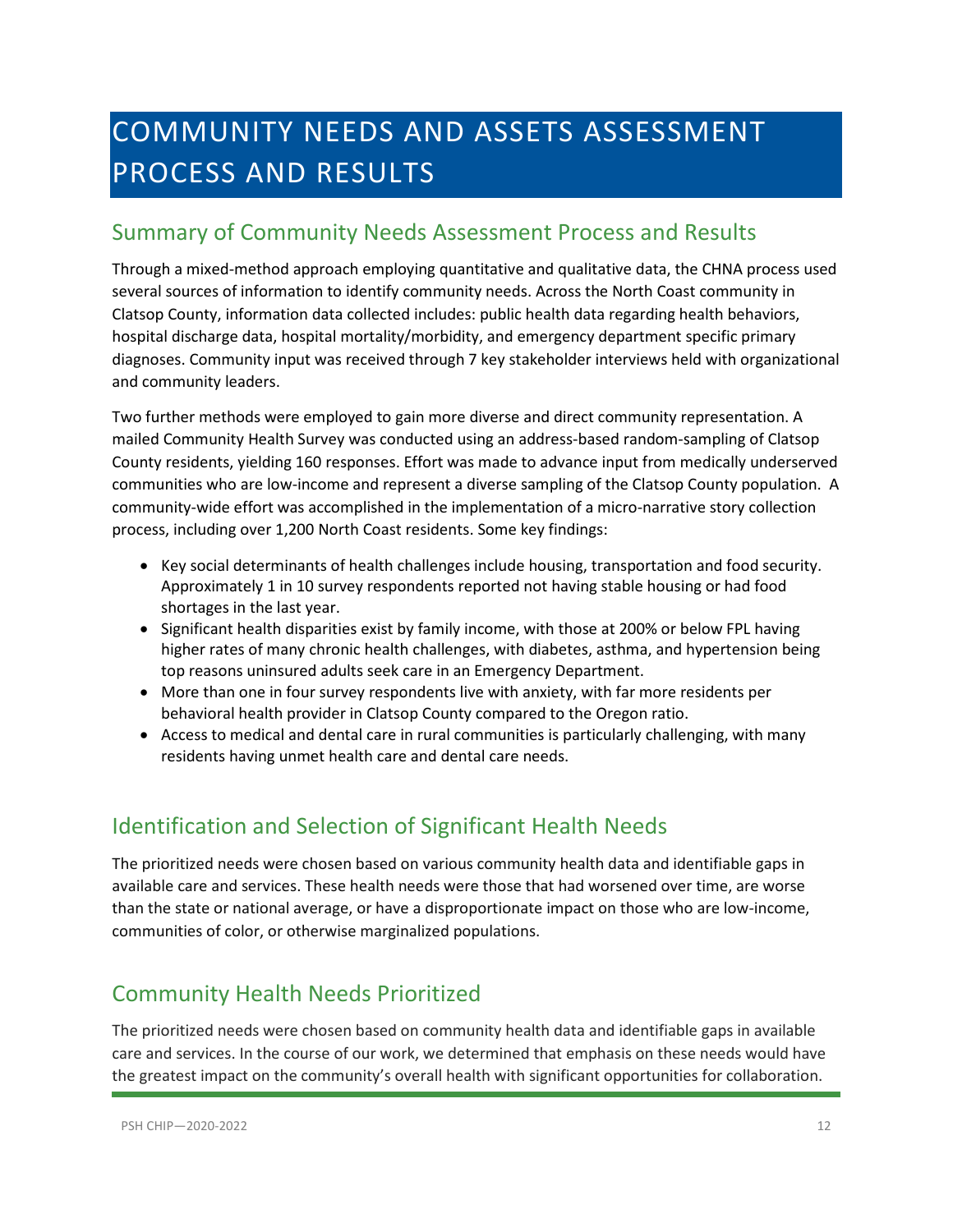# COMMUNITY NEEDS AND ASSETS ASSESSMENT PROCESS AND RESULTS

## Summary of Community Needs Assessment Process and Results

Through a mixed-method approach employing quantitative and qualitative data, the CHNA process used several sources of information to identify community needs. Across the North Coast community in Clatsop County, information data collected includes: public health data regarding health behaviors, hospital discharge data, hospital mortality/morbidity, and emergency department specific primary diagnoses. Community input was received through 7 key stakeholder interviews held with organizational and community leaders.

Two further methods were employed to gain more diverse and direct community representation. A mailed Community Health Survey was conducted using an address-based random-sampling of Clatsop County residents, yielding 160 responses. Effort was made to advance input from medically underserved communities who are low-income and represent a diverse sampling of the Clatsop County population. A community-wide effort was accomplished in the implementation of a micro-narrative story collection process, including over 1,200 North Coast residents. Some key findings:

- Key social determinants of health challenges include housing, transportation and food security. Approximately 1 in 10 survey respondents reported not having stable housing or had food shortages in the last year.
- Significant health disparities exist by family income, with those at 200% or below FPL having higher rates of many chronic health challenges, with diabetes, asthma, and hypertension being top reasons uninsured adults seek care in an Emergency Department.
- More than one in four survey respondents live with anxiety, with far more residents per behavioral health provider in Clatsop County compared to the Oregon ratio.
- Access to medical and dental care in rural communities is particularly challenging, with many residents having unmet health care and dental care needs.

## Identification and Selection of Significant Health Needs

The prioritized needs were chosen based on various community health data and identifiable gaps in available care and services. These health needs were those that had worsened over time, are worse than the state or national average, or have a disproportionate impact on those who are low-income, communities of color, or otherwise marginalized populations.

## Community Health Needs Prioritized

The prioritized needs were chosen based on community health data and identifiable gaps in available care and services. In the course of our work, we determined that emphasis on these needs would have the greatest impact on the community's overall health with significant opportunities for collaboration.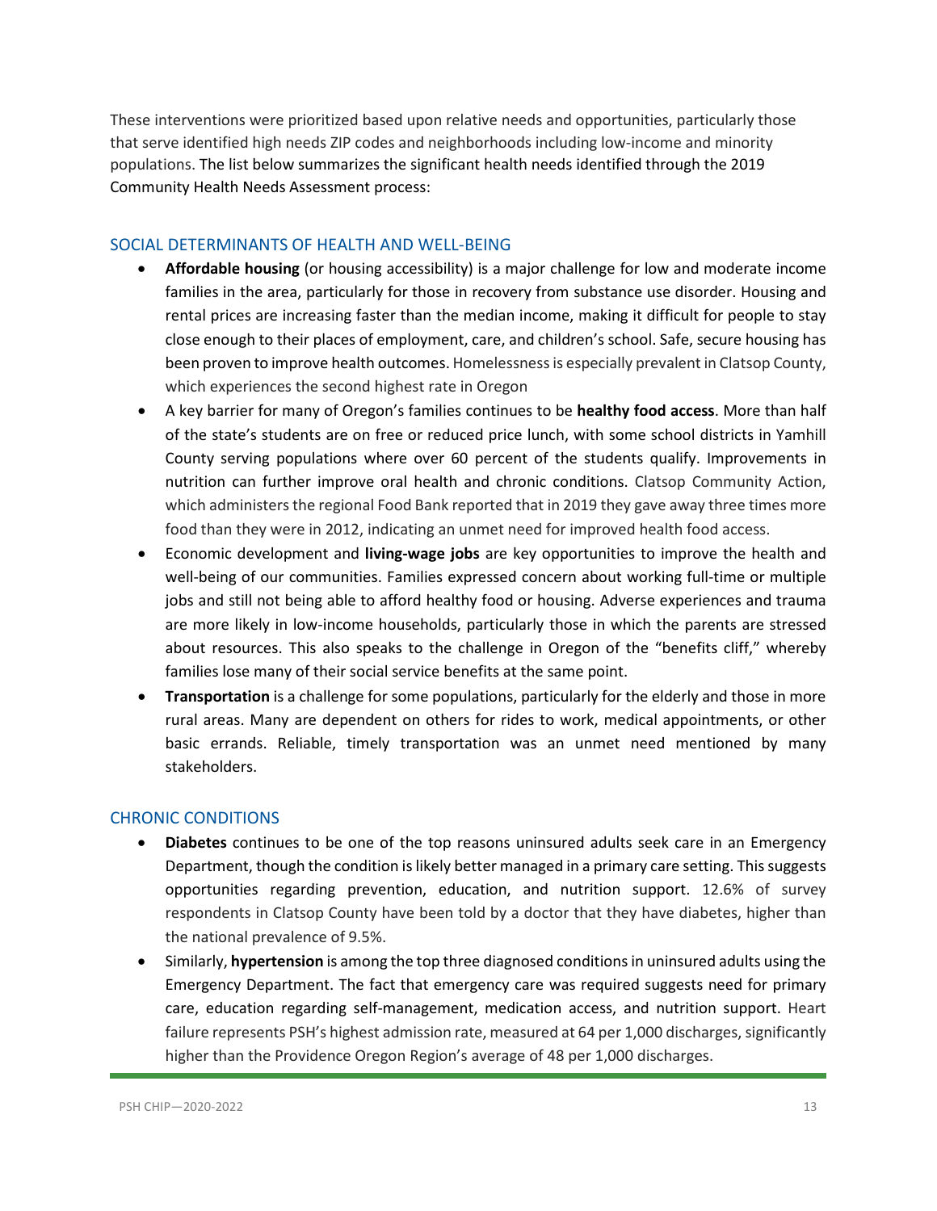These interventions were prioritized based upon relative needs and opportunities, particularly those that serve identified high needs ZIP codes and neighborhoods including low-income and minority populations. The list below summarizes the significant health needs identified through the 2019 Community Health Needs Assessment process:

## SOCIAL DETERMINANTS OF HEALTH AND WELL-BEING

- **Affordable housing** (or housing accessibility) is a major challenge for low and moderate income families in the area, particularly for those in recovery from substance use disorder. Housing and rental prices are increasing faster than the median income, making it difficult for people to stay close enough to their places of employment, care, and children's school. Safe, secure housing has been proven to improve health outcomes. Homelessness is especially prevalent in Clatsop County, which experiences the second highest rate in Oregon
- A key barrier for many of Oregon's families continues to be **healthy food access**. More than half of the state's students are on free or reduced price lunch, with some school districts in Yamhill County serving populations where over 60 percent of the students qualify. Improvements in nutrition can further improve oral health and chronic conditions. Clatsop Community Action, which administers the regional Food Bank reported that in 2019 they gave away three times more food than they were in 2012, indicating an unmet need for improved health food access.
- Economic development and **living-wage jobs** are key opportunities to improve the health and well-being of our communities. Families expressed concern about working full-time or multiple jobs and still not being able to afford healthy food or housing. Adverse experiences and trauma are more likely in low-income households, particularly those in which the parents are stressed about resources. This also speaks to the challenge in Oregon of the "benefits cliff," whereby families lose many of their social service benefits at the same point.
- **Transportation** is a challenge for some populations, particularly for the elderly and those in more rural areas. Many are dependent on others for rides to work, medical appointments, or other basic errands. Reliable, timely transportation was an unmet need mentioned by many stakeholders.

## CHRONIC CONDITIONS

- **Diabetes** continues to be one of the top reasons uninsured adults seek care in an Emergency Department, though the condition is likely better managed in a primary care setting. This suggests opportunities regarding prevention, education, and nutrition support. 12.6% of survey respondents in Clatsop County have been told by a doctor that they have diabetes, higher than the national prevalence of 9.5%.
- Similarly, **hypertension** is among the top three diagnosed conditions in uninsured adults using the Emergency Department. The fact that emergency care was required suggests need for primary care, education regarding self-management, medication access, and nutrition support. Heart failure represents PSH's highest admission rate, measured at 64 per 1,000 discharges, significantly higher than the Providence Oregon Region's average of 48 per 1,000 discharges.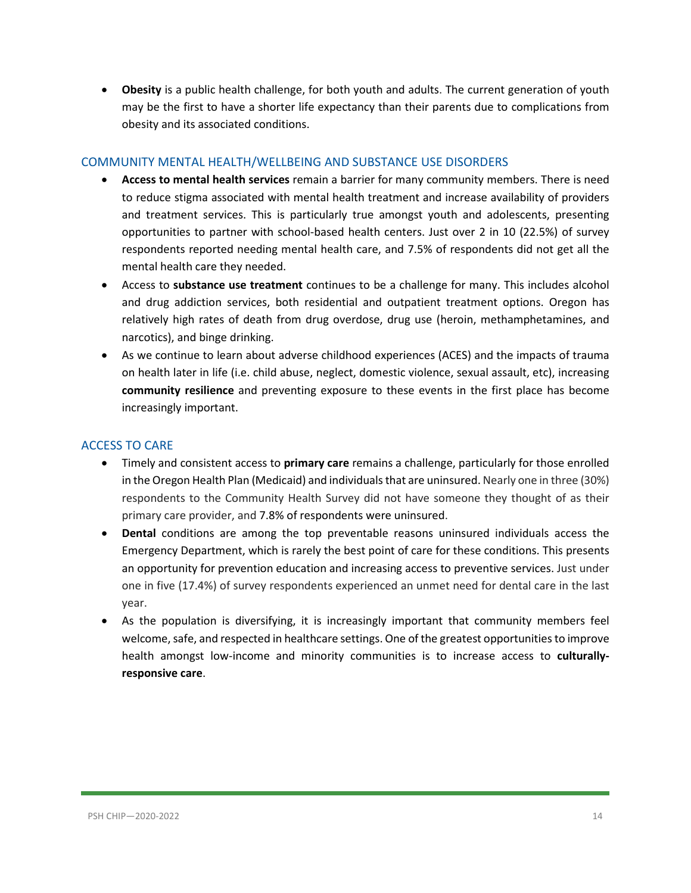- **Obesity** is a public health challenge, for both youth and adults. The current generation of youth may be the first to have a shorter life expectancy than their parents due to complications from obesity and its associated conditions.

## COMMUNITY MENTAL HEALTH/WELLBEING AND SUBSTANCE USE DISORDERS

- **Access to mental health services** remain a barrier for many community members. There is need to reduce stigma associated with mental health treatment and increase availability of providers and treatment services. This is particularly true amongst youth and adolescents, presenting opportunities to partner with school-based health centers. Just over 2 in 10 (22.5%) of survey respondents reported needing mental health care, and 7.5% of respondents did not get all the mental health care they needed.
- Access to **substance use treatment** continues to be a challenge for many. This includes alcohol and drug addiction services, both residential and outpatient treatment options. Oregon has relatively high rates of death from drug overdose, drug use (heroin, methamphetamines, and narcotics), and binge drinking.
- As we continue to learn about adverse childhood experiences (ACES) and the impacts of trauma on health later in life (i.e. child abuse, neglect, domestic violence, sexual assault, etc), increasing **community resilience** and preventing exposure to these events in the first place has become increasingly important.

## ACCESS TO CARE

- Timely and consistent access to **primary care** remains a challenge, particularly for those enrolled in the Oregon Health Plan (Medicaid) and individuals that are uninsured. Nearly one in three (30%) respondents to the Community Health Survey did not have someone they thought of as their primary care provider, and 7.8% of respondents were uninsured.
- **Dental** conditions are among the top preventable reasons uninsured individuals access the Emergency Department, which is rarely the best point of care for these conditions. This presents an opportunity for prevention education and increasing access to preventive services. Just under one in five (17.4%) of survey respondents experienced an unmet need for dental care in the last year.
- As the population is diversifying, it is increasingly important that community members feel welcome, safe, and respected in healthcare settings. One of the greatest opportunities to improve health amongst low-income and minority communities is to increase access to **culturally-responsive care**.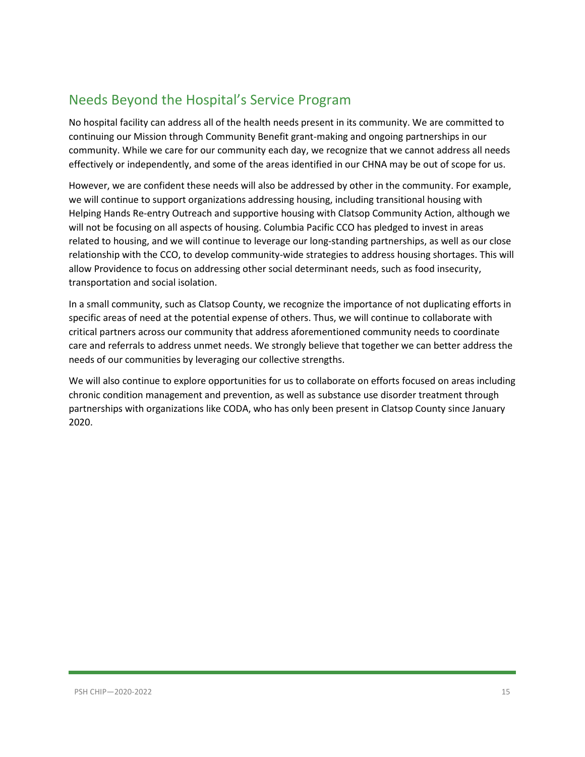## Needs Beyond the Hospital's Service Program

No hospital facility can address all of the health needs present in its community. We are committed to continuing our Mission through Community Benefit grant-making and ongoing partnerships in our community. While we care for our community each day, we recognize that we cannot address all needs effectively or independently, and some of the areas identified in our CHNA may be out of scope for us.

However, we are confident these needs will also be addressed by other in the community. For example, we will continue to support organizations addressing housing, including transitional housing with Helping Hands Re-entry Outreach and supportive housing with Clatsop Community Action, although we will not be focusing on all aspects of housing. Columbia Pacific CCO has pledged to invest in areas related to housing, and we will continue to leverage our long-standing partnerships, as well as our close relationship with the CCO, to develop community-wide strategies to address housing shortages. This will allow Providence to focus on addressing other social determinant needs, such as food insecurity, transportation and social isolation.

In a small community, such as Clatsop County, we recognize the importance of not duplicating efforts in specific areas of need at the potential expense of others. Thus, we will continue to collaborate with critical partners across our community that address aforementioned community needs to coordinate care and referrals to address unmet needs. We strongly believe that together we can better address the needs of our communities by leveraging our collective strengths.

We will also continue to explore opportunities for us to collaborate on efforts focused on areas including chronic condition management and prevention, as well as substance use disorder treatment through partnerships with organizations like CODA, who has only been present in Clatsop County since January 2020.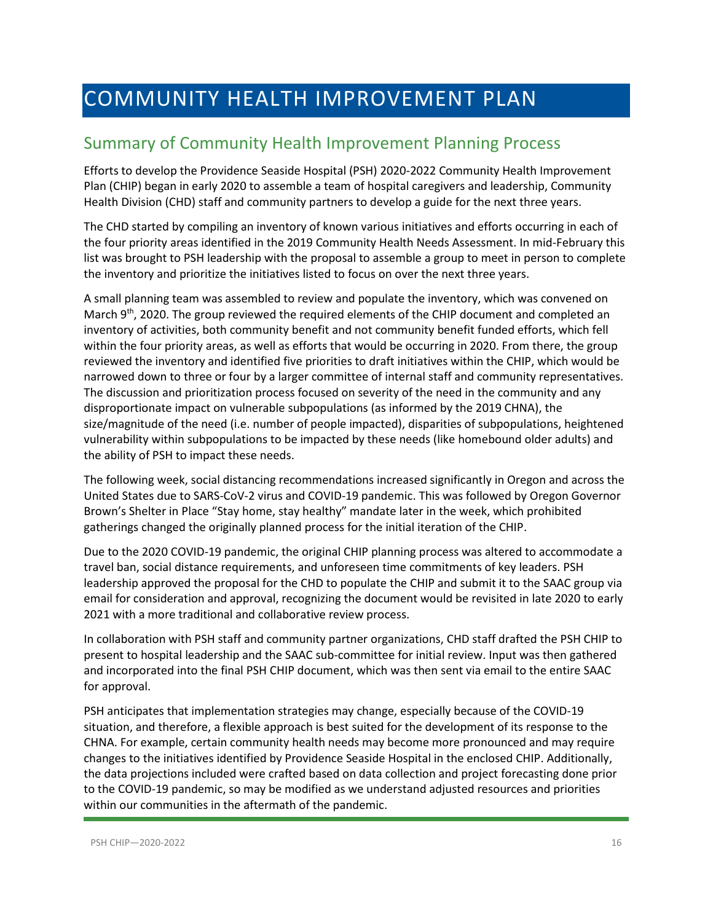# COMMUNITY HEALTH IMPROVEMENT PLAN

## Summary of Community Health Improvement Planning Process

Efforts to develop the Providence Seaside Hospital (PSH) 2020-2022 Community Health Improvement Plan (CHIP) began in early 2020 to assemble a team of hospital caregivers and leadership, Community Health Division (CHD) staff and community partners to develop a guide for the next three years.

The CHD started by compiling an inventory of known various initiatives and efforts occurring in each of the four priority areas identified in the 2019 Community Health Needs Assessment. In mid-February this list was brought to PSH leadership with the proposal to assemble a group to meet in person to complete the inventory and prioritize the initiatives listed to focus on over the next three years.

A small planning team was assembled to review and populate the inventory, which was convened on March 9th, 2020. The group reviewed the required elements of the CHIP document and completed an inventory of activities, both community benefit and not community benefit funded efforts, which fell within the four priority areas, as well as efforts that would be occurring in 2020. From there, the group reviewed the inventory and identified five priorities to draft initiatives within the CHIP, which would be narrowed down to three or four by a larger committee of internal staff and community representatives. The discussion and prioritization process focused on severity of the need in the community and any disproportionate impact on vulnerable subpopulations (as informed by the 2019 CHNA), the size/magnitude of the need (i.e. number of people impacted), disparities of subpopulations, heightened vulnerability within subpopulations to be impacted by these needs (like homebound older adults) and the ability of PSH to impact these needs.

The following week, social distancing recommendations increased significantly in Oregon and across the United States due to SARS-CoV-2 virus and COVID-19 pandemic. This was followed by Oregon Governor Brown's Shelter in Place "Stay home, stay healthy" mandate later in the week, which prohibited gatherings changed the originally planned process for the initial iteration of the CHIP.

Due to the 2020 COVID-19 pandemic, the original CHIP planning process was altered to accommodate a travel ban, social distance requirements, and unforeseen time commitments of key leaders. PSH leadership approved the proposal for the CHD to populate the CHIP and submit it to the SAAC group via email for consideration and approval, recognizing the document would be revisited in late 2020 to early 2021 with a more traditional and collaborative review process.

In collaboration with PSH staff and community partner organizations, CHD staff drafted the PSH CHIP to present to hospital leadership and the SAAC sub-committee for initial review. Input was then gathered and incorporated into the final PSH CHIP document, which was then sent via email to the entire SAAC for approval.

PSH anticipates that implementation strategies may change, especially because of the COVID-19 situation, and therefore, a flexible approach is best suited for the development of its response to the CHNA. For example, certain community health needs may become more pronounced and may require changes to the initiatives identified by Providence Seaside Hospital in the enclosed CHIP. Additionally, the data projections included were crafted based on data collection and project forecasting done prior to the COVID-19 pandemic, so may be modified as we understand adjusted resources and priorities within our communities in the aftermath of the pandemic.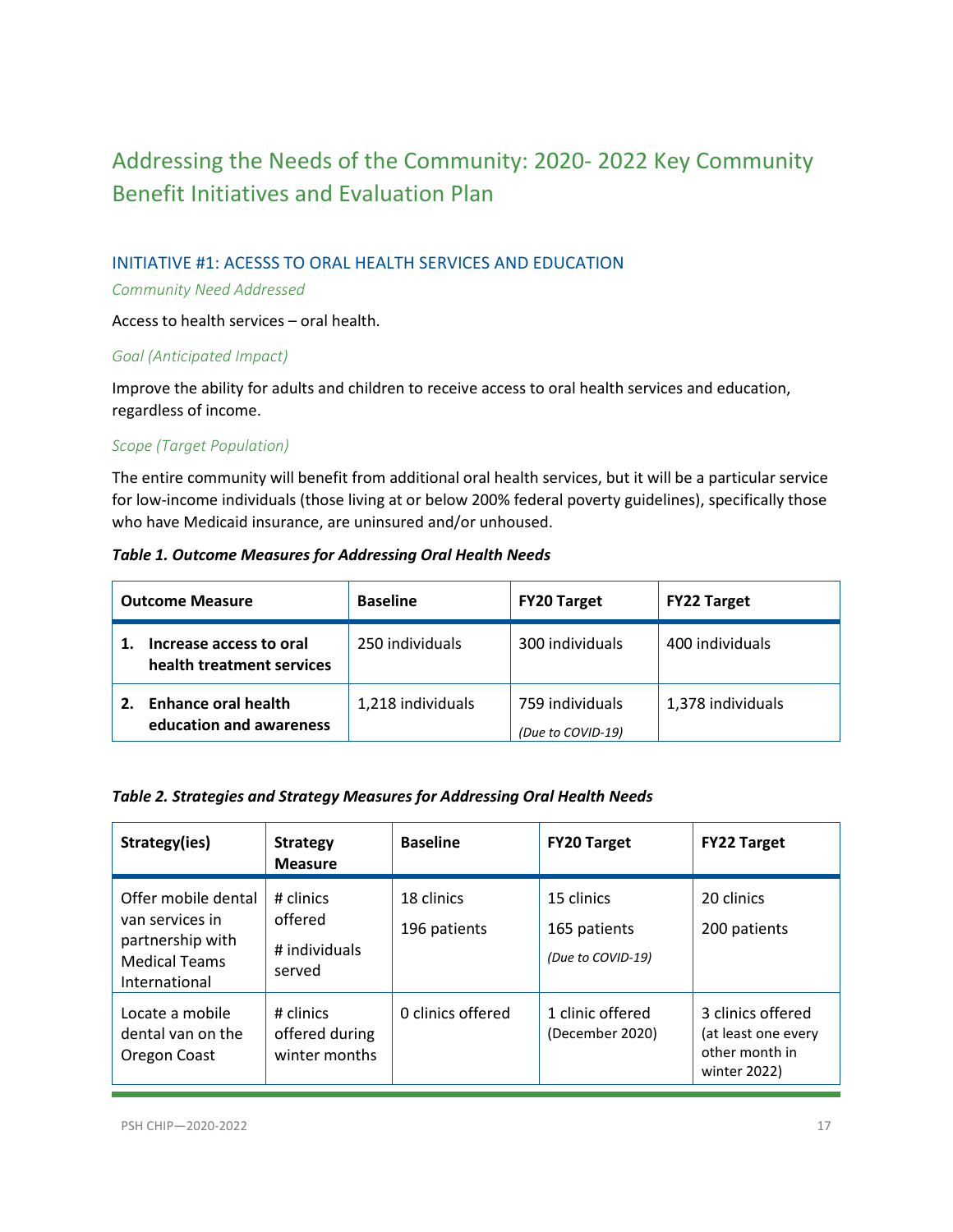# Addressing the Needs of the Community: 2020- 2022 Key Community Benefit Initiatives and Evaluation Plan

## INITIATIVE #1: ACESSS TO ORAL HEALTH SERVICES AND EDUCATION

*Community Need Addressed*

Access to health services – oral health.

*Goal (Anticipated Impact)*

Improve the ability for adults and children to receive access to oral health services and education, regardless of income.

*Scope (Target Population)*

The entire community will benefit from additional oral health services, but it will be a particular service for low-income individuals (those living at or below 200% federal poverty guidelines), specifically those who have Medicaid insurance, are uninsured and/or unhoused.

***Table 1. Outcome Measures for Addressing Oral Health Needs***

| Outcome Measure | Baseline | FY20 Target | FY22 Target |
|---|---|---|---|
| **1. Increase access to oral health treatment services** | 250 individuals | 300 individuals | 400 individuals |
| **2. Enhance oral health education and awareness** | 1,218 individuals | 759 individuals *(Due to COVID-19)* | 1,378 individuals |

***Table 2. Strategies and Strategy Measures for Addressing Oral Health Needs***

| Strategy(ies) | Strategy Measure | Baseline | FY20 Target | FY22 Target |
|---|---|---|---|---|
| Offer mobile dental van services in partnership with Medical Teams International | # clinics offered<br># individuals served | 18 clinics<br>196 patients | 15 clinics<br>165 patients<br>*(Due to COVID-19)* | 20 clinics<br>200 patients |
| Locate a mobile dental van on the Oregon Coast | # clinics offered during winter months | 0 clinics offered | 1 clinic offered (December 2020) | 3 clinics offered (at least one every other month in winter 2022) |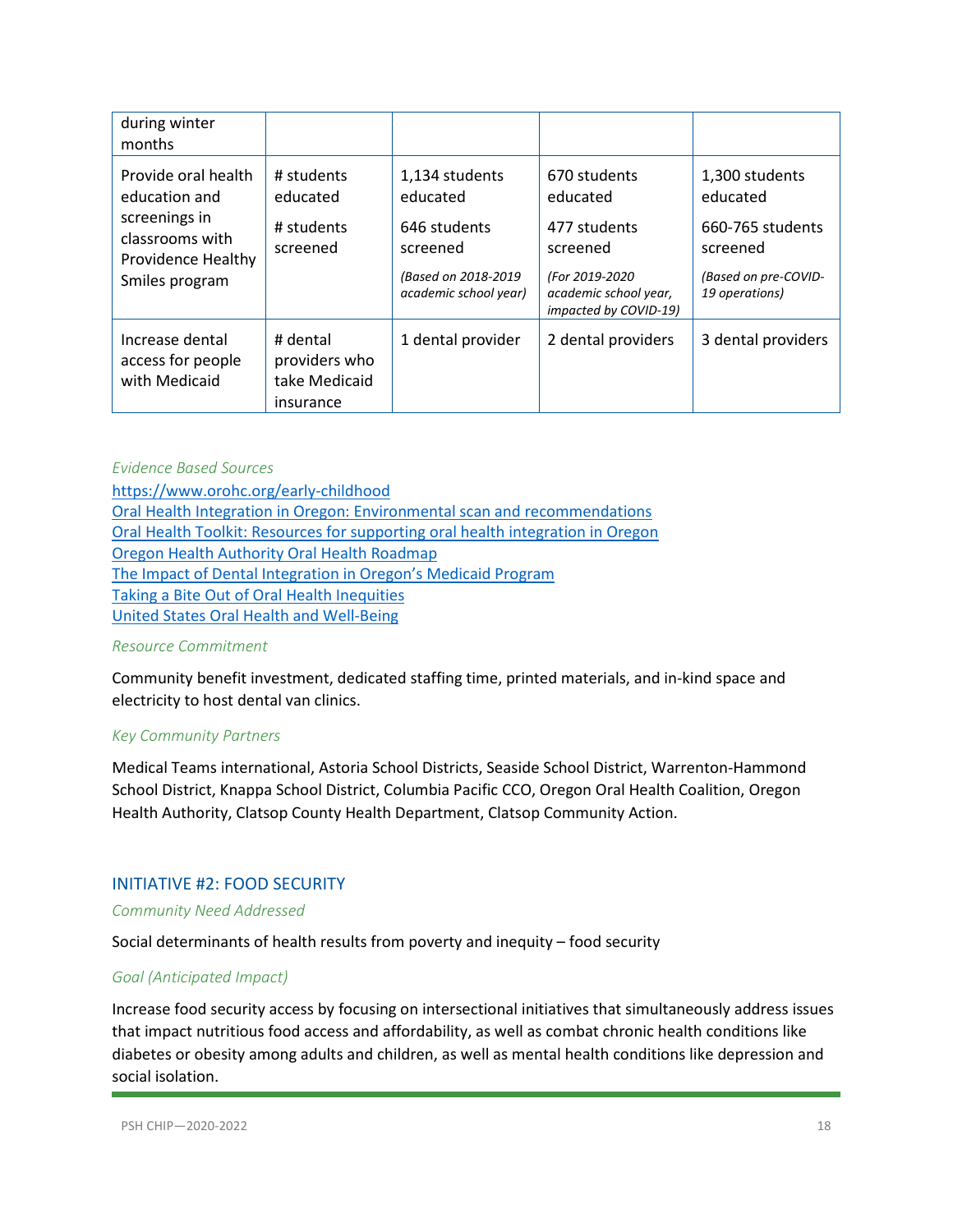| | | | | |
|---|---|---|---|---|
| during winter months | | | | |
| Provide oral health education and screenings in classrooms with Providence Healthy Smiles program | # students educated<br><br># students screened | 1,134 students educated<br><br>646 students screened<br><br>*(Based on 2018-2019 academic school year)* | 670 students educated<br><br>477 students screened<br><br>*(For 2019-2020 academic school year, impacted by COVID-19)* | 1,300 students educated<br><br>660-765 students screened<br><br>*(Based on pre-COVID-19 operations)* |
| Increase dental access for people with Medicaid | # dental providers who take Medicaid insurance | 1 dental provider | 2 dental providers | 3 dental providers |

*Evidence Based Sources*

https://www.orohc.org/early-childhood
Oral Health Integration in Oregon: Environmental scan and recommendations
Oral Health Toolkit: Resources for supporting oral health integration in Oregon
Oregon Health Authority Oral Health Roadmap
The Impact of Dental Integration in Oregon's Medicaid Program
Taking a Bite Out of Oral Health Inequities
United States Oral Health and Well-Being

*Resource Commitment*

Community benefit investment, dedicated staffing time, printed materials, and in-kind space and electricity to host dental van clinics.

*Key Community Partners*

Medical Teams international, Astoria School Districts, Seaside School District, Warrenton-Hammond School District, Knappa School District, Columbia Pacific CCO, Oregon Oral Health Coalition, Oregon Health Authority, Clatsop County Health Department, Clatsop Community Action.

## INITIATIVE #2: FOOD SECURITY

*Community Need Addressed*

Social determinants of health results from poverty and inequity – food security

*Goal (Anticipated Impact)*

Increase food security access by focusing on intersectional initiatives that simultaneously address issues that impact nutritious food access and affordability, as well as combat chronic health conditions like diabetes or obesity among adults and children, as well as mental health conditions like depression and social isolation.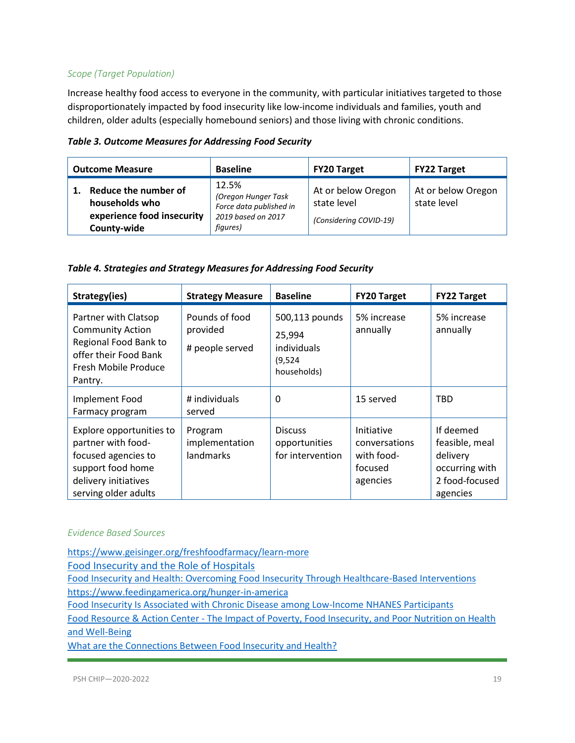*Scope (Target Population)*

Increase healthy food access to everyone in the community, with particular initiatives targeted to those disproportionately impacted by food insecurity like low-income individuals and families, youth and children, older adults (especially homebound seniors) and those living with chronic conditions.

***Table 3. Outcome Measures for Addressing Food Security***

| Outcome Measure | Baseline | FY20 Target | FY22 Target |
|---|---|---|---|
| **1. Reduce the number of households who experience food insecurity County-wide** | 12.5% *(Oregon Hunger Task Force data published in 2019 based on 2017 figures)* | At or below Oregon state level *(Considering COVID-19)* | At or below Oregon state level |

***Table 4. Strategies and Strategy Measures for Addressing Food Security***

| Strategy(ies) | Strategy Measure | Baseline | FY20 Target | FY22 Target |
|---|---|---|---|---|
| Partner with Clatsop Community Action Regional Food Bank to offer their Food Bank Fresh Mobile Produce Pantry. | Pounds of food provided<br># people served | 500,113 pounds<br>25,994 individuals (9,524 households) | 5% increase annually | 5% increase annually |
| Implement Food Farmacy program | # individuals served | 0 | 15 served | TBD |
| Explore opportunities to partner with food-focused agencies to support food home delivery initiatives serving older adults | Program implementation landmarks | Discuss opportunities for intervention | Initiative conversations with food-focused agencies | If deemed feasible, meal delivery occurring with 2 food-focused agencies |

*Evidence Based Sources*

https://www.geisinger.org/freshfoodfarmacy/learn-more
Food Insecurity and the Role of Hospitals
Food Insecurity and Health: Overcoming Food Insecurity Through Healthcare-Based Interventions
https://www.feedingamerica.org/hunger-in-america
Food Insecurity Is Associated with Chronic Disease among Low-Income NHANES Participants
Food Resource & Action Center - The Impact of Poverty, Food Insecurity, and Poor Nutrition on Health and Well-Being
What are the Connections Between Food Insecurity and Health?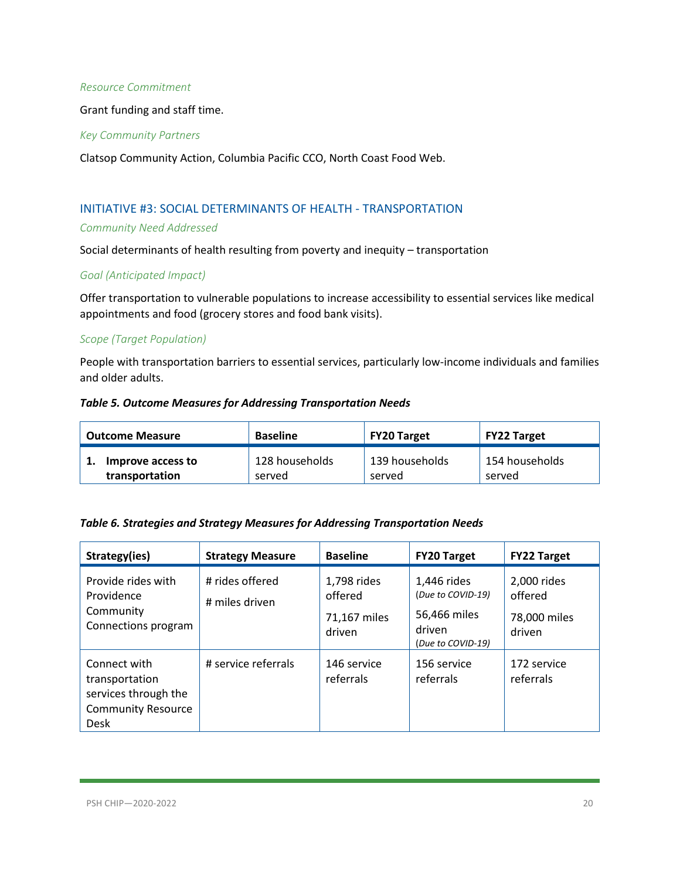*Resource Commitment*

Grant funding and staff time.

*Key Community Partners*

Clatsop Community Action, Columbia Pacific CCO, North Coast Food Web.

## INITIATIVE #3: SOCIAL DETERMINANTS OF HEALTH - TRANSPORTATION

*Community Need Addressed*

Social determinants of health resulting from poverty and inequity – transportation

*Goal (Anticipated Impact)*

Offer transportation to vulnerable populations to increase accessibility to essential services like medical appointments and food (grocery stores and food bank visits).

*Scope (Target Population)*

People with transportation barriers to essential services, particularly low-income individuals and families and older adults.

***Table 5. Outcome Measures for Addressing Transportation Needs***

| Outcome Measure | Baseline | FY20 Target | FY22 Target |
|---|---|---|---|
| **1. Improve access to transportation** | 128 households served | 139 households served | 154 households served |

***Table 6. Strategies and Strategy Measures for Addressing Transportation Needs***

| Strategy(ies) | Strategy Measure | Baseline | FY20 Target | FY22 Target |
|---|---|---|---|---|
| Provide rides with Providence Community Connections program | # rides offered<br># miles driven | 1,798 rides offered<br>71,167 miles driven | 1,446 rides (*Due to COVID-19*)<br>56,466 miles driven (*Due to COVID-19*) | 2,000 rides offered<br>78,000 miles driven |
| Connect with transportation services through the Community Resource Desk | # service referrals | 146 service referrals | 156 service referrals | 172 service referrals |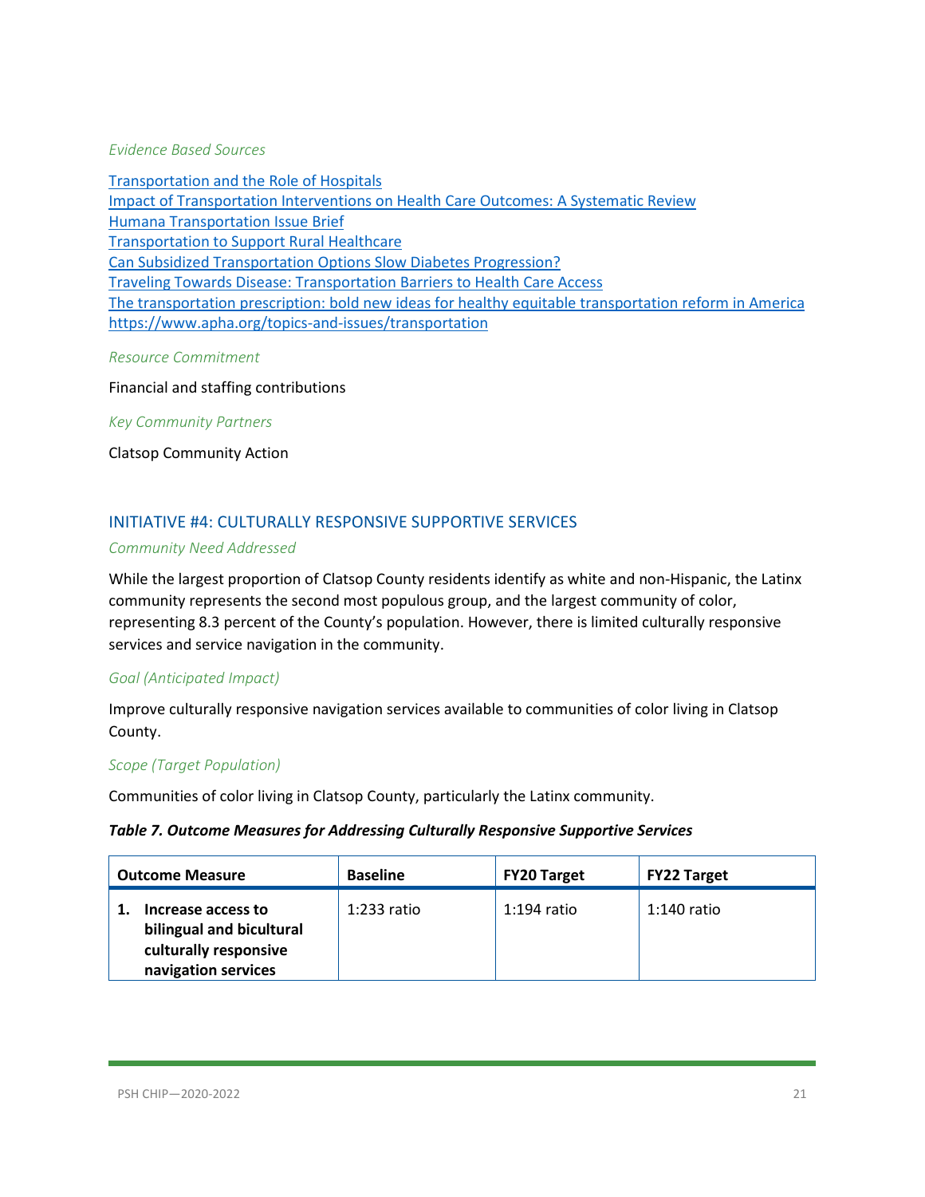*Evidence Based Sources*

[Transportation and the Role of Hospitals](#)
[Impact of Transportation Interventions on Health Care Outcomes: A Systematic Review](#)
[Humana Transportation Issue Brief](#)
[Transportation to Support Rural Healthcare](#)
[Can Subsidized Transportation Options Slow Diabetes Progression?](#)
[Traveling Towards Disease: Transportation Barriers to Health Care Access](#)
[The transportation prescription: bold new ideas for healthy equitable transportation reform in America](#)
https://www.apha.org/topics-and-issues/transportation

*Resource Commitment*

Financial and staffing contributions

*Key Community Partners*

Clatsop Community Action

## INITIATIVE #4: CULTURALLY RESPONSIVE SUPPORTIVE SERVICES

*Community Need Addressed*

While the largest proportion of Clatsop County residents identify as white and non-Hispanic, the Latinx community represents the second most populous group, and the largest community of color, representing 8.3 percent of the County's population. However, there is limited culturally responsive services and service navigation in the community.

*Goal (Anticipated Impact)*

Improve culturally responsive navigation services available to communities of color living in Clatsop County.

*Scope (Target Population)*

Communities of color living in Clatsop County, particularly the Latinx community.

***Table 7. Outcome Measures for Addressing Culturally Responsive Supportive Services***

| Outcome Measure | Baseline | FY20 Target | FY22 Target |
|---|---|---|---|
| **1. Increase access to bilingual and bicultural culturally responsive navigation services** | 1:233 ratio | 1:194 ratio | 1:140 ratio |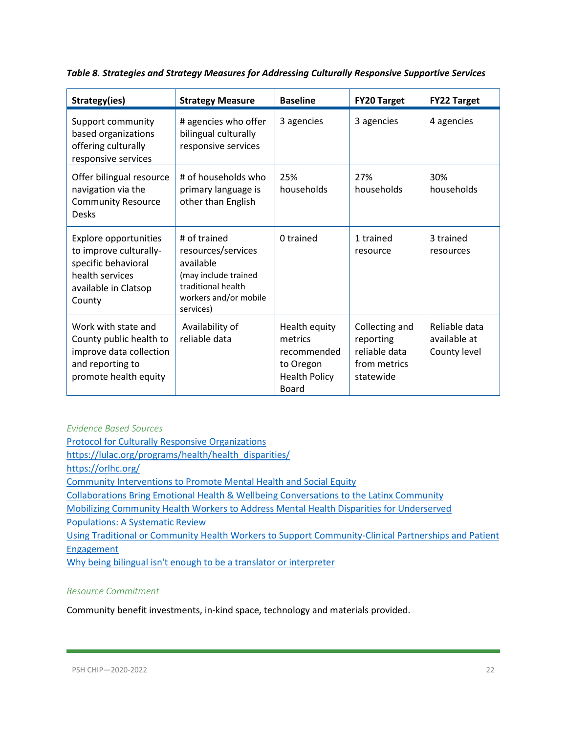*Table 8. Strategies and Strategy Measures for Addressing Culturally Responsive Supportive Services*

| Strategy(ies) | Strategy Measure | Baseline | FY20 Target | FY22 Target |
|---|---|---|---|---|
| Support community based organizations offering culturally responsive services | # agencies who offer bilingual culturally responsive services | 3 agencies | 3 agencies | 4 agencies |
| Offer bilingual resource navigation via the Community Resource Desks | # of households who primary language is other than English | 25% households | 27% households | 30% households |
| Explore opportunities to improve culturally-specific behavioral health services available in Clatsop County | # of trained resources/services available (may include trained traditional health workers and/or mobile services) | 0 trained | 1 trained resource | 3 trained resources |
| Work with state and County public health to improve data collection and reporting to promote health equity | Availability of reliable data | Health equity metrics recommended to Oregon Health Policy Board | Collecting and reporting reliable data from metrics statewide | Reliable data available at County level |

*Evidence Based Sources*

Protocol for Culturally Responsive Organizations
https://lulac.org/programs/health/health_disparities/
https://orlhc.org/
Community Interventions to Promote Mental Health and Social Equity
Collaborations Bring Emotional Health & Wellbeing Conversations to the Latinx Community
Mobilizing Community Health Workers to Address Mental Health Disparities for Underserved Populations: A Systematic Review
Using Traditional or Community Health Workers to Support Community-Clinical Partnerships and Patient Engagement
Why being bilingual isn't enough to be a translator or interpreter

*Resource Commitment*

Community benefit investments, in-kind space, technology and materials provided.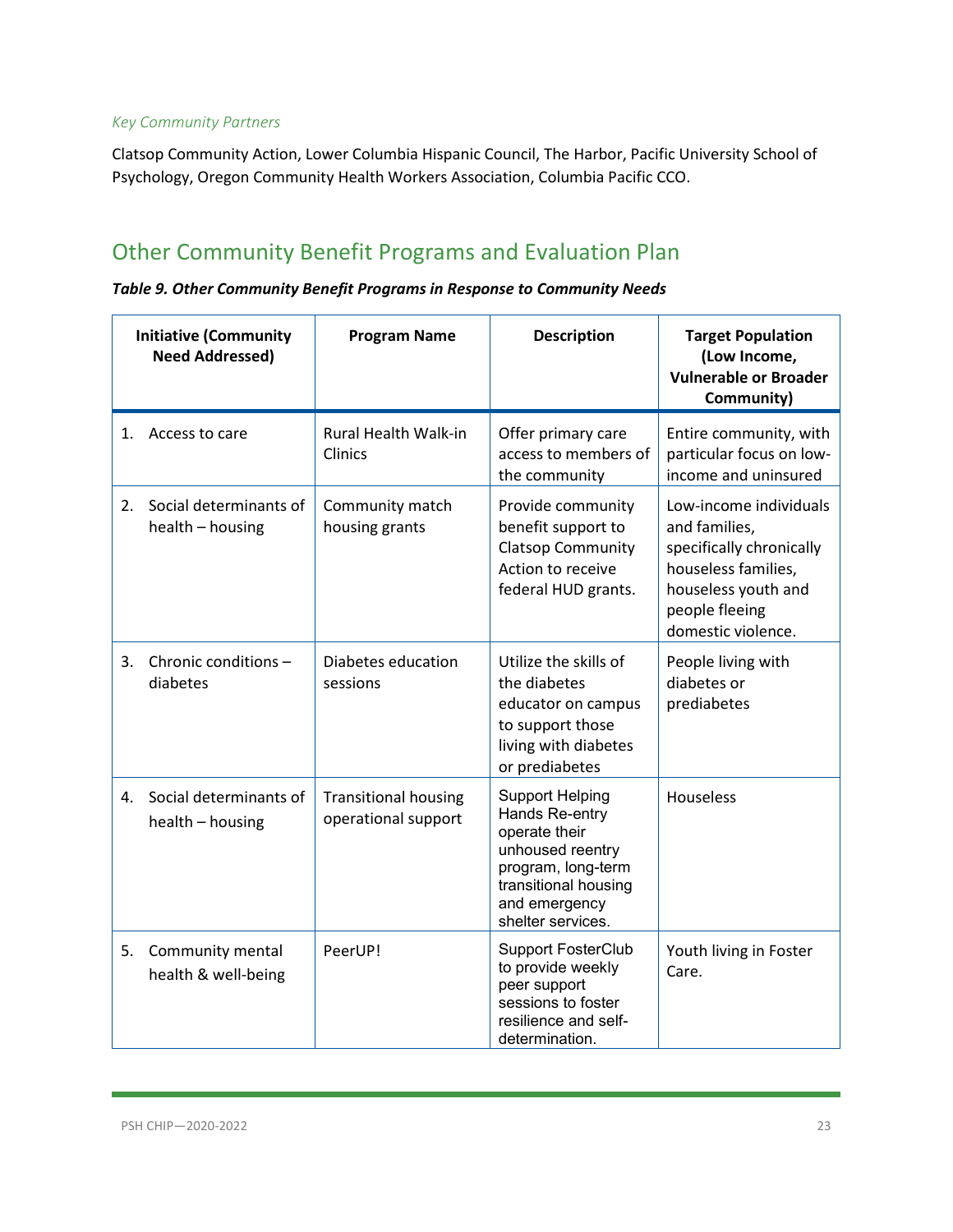*Key Community Partners*

Clatsop Community Action, Lower Columbia Hispanic Council, The Harbor, Pacific University School of Psychology, Oregon Community Health Workers Association, Columbia Pacific CCO.

## Other Community Benefit Programs and Evaluation Plan

***Table 9. Other Community Benefit Programs in Response to Community Needs***

| Initiative (Community Need Addressed) | Program Name | Description | Target Population (Low Income, Vulnerable or Broader Community) |
|---|---|---|---|
| 1. Access to care | Rural Health Walk-in Clinics | Offer primary care access to members of the community | Entire community, with particular focus on low-income and uninsured |
| 2. Social determinants of health – housing | Community match housing grants | Provide community benefit support to Clatsop Community Action to receive federal HUD grants. | Low-income individuals and families, specifically chronically houseless families, houseless youth and people fleeing domestic violence. |
| 3. Chronic conditions – diabetes | Diabetes education sessions | Utilize the skills of the diabetes educator on campus to support those living with diabetes or prediabetes | People living with diabetes or prediabetes |
| 4. Social determinants of health – housing | Transitional housing operational support | Support Helping Hands Re-entry operate their unhoused reentry program, long-term transitional housing and emergency shelter services. | Houseless |
| 5. Community mental health & well-being | PeerUP! | Support FosterClub to provide weekly peer support sessions to foster resilience and self-determination. | Youth living in Foster Care. |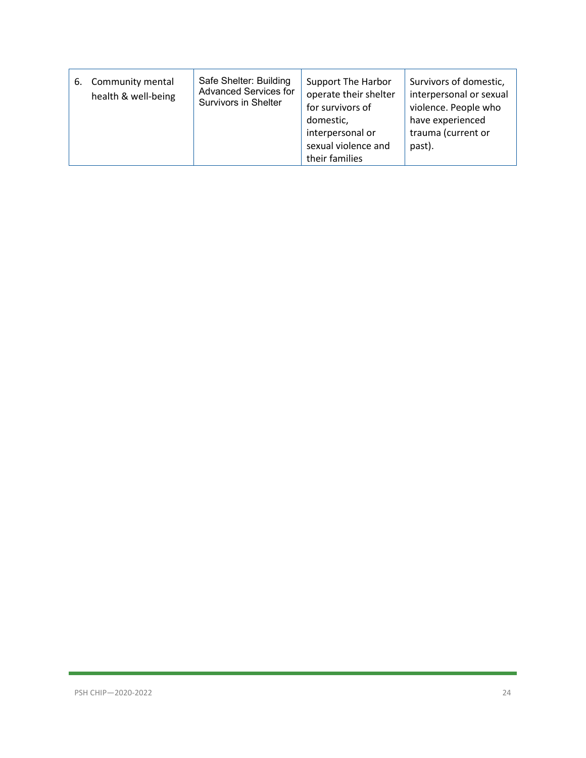| | | | |
|---|---|---|---|
| 6. Community mental health & well-being | Safe Shelter: Building Advanced Services for Survivors in Shelter | Support The Harbor operate their shelter for survivors of domestic, interpersonal or sexual violence and their families | Survivors of domestic, interpersonal or sexual violence. People who have experienced trauma (current or past). |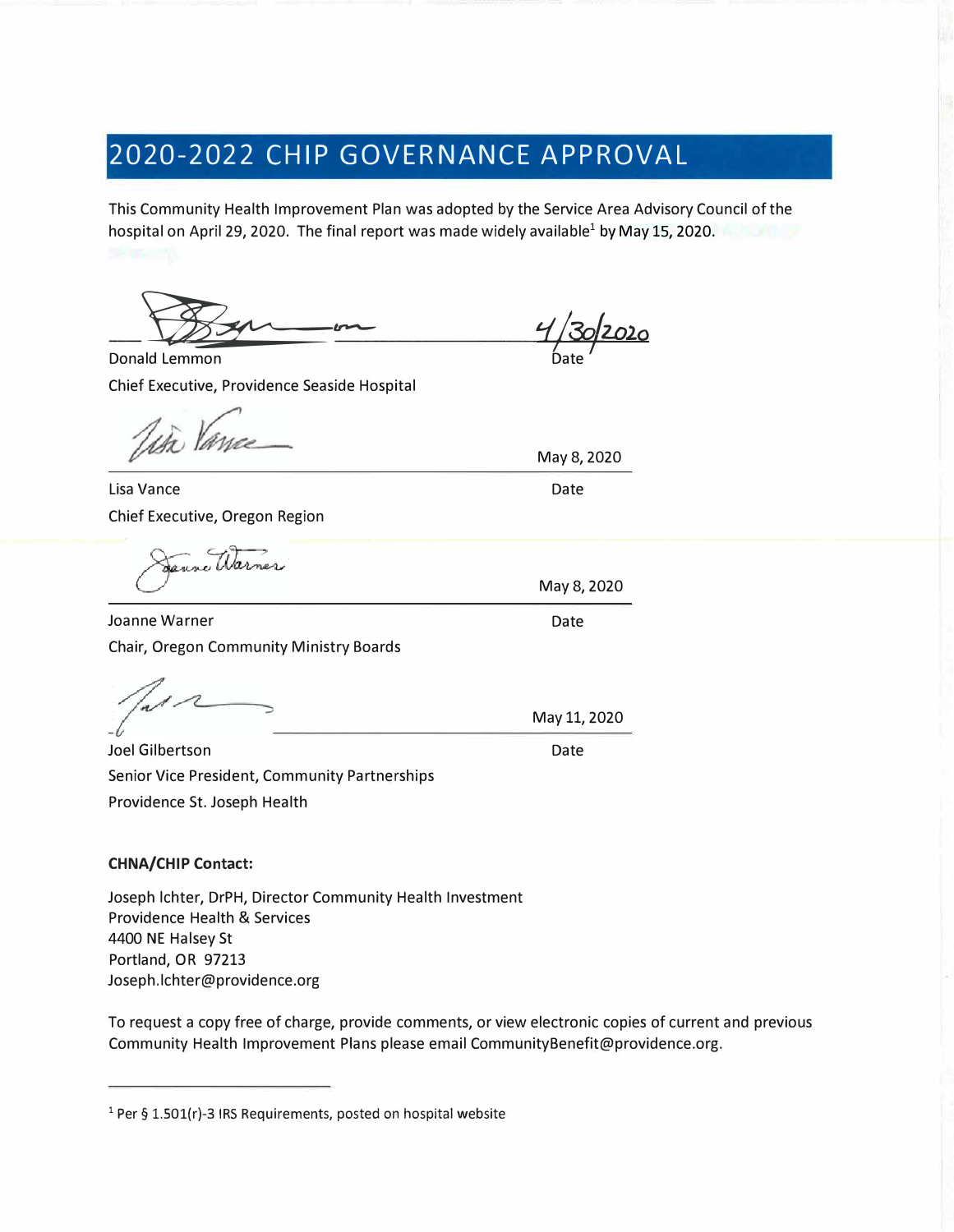# 2020-2022 CHIP GOVERNANCE APPROVAL

This Community Health Improvement Plan was adopted by the Service Area Advisory Council of the hospital on April 29, 2020. The final report was made widely available[1] by May 15, 2020.

Donald Lemmon — 4/30/2020 (Date)

Chief Executive, Providence Seaside Hospital

Lisa Vance — May 8, 2020 (Date)

Chief Executive, Oregon Region

Joanne Warner — May 8, 2020 (Date)

Chair, Oregon Community Ministry Boards

Joel Gilbertson — May 11, 2020 (Date)

Senior Vice President, Community Partnerships

Providence St. Joseph Health

**CHNA/CHIP Contact:**

Joseph Ichter, DrPH, Director Community Health Investment
Providence Health & Services
4400 NE Halsey St
Portland, OR 97213
Joseph.Ichter@providence.org

To request a copy free of charge, provide comments, or view electronic copies of current and previous Community Health Improvement Plans please email CommunityBenefit@providence.org.

---

[1] Per § 1.501(r)-3 IRS Requirements, posted on hospital website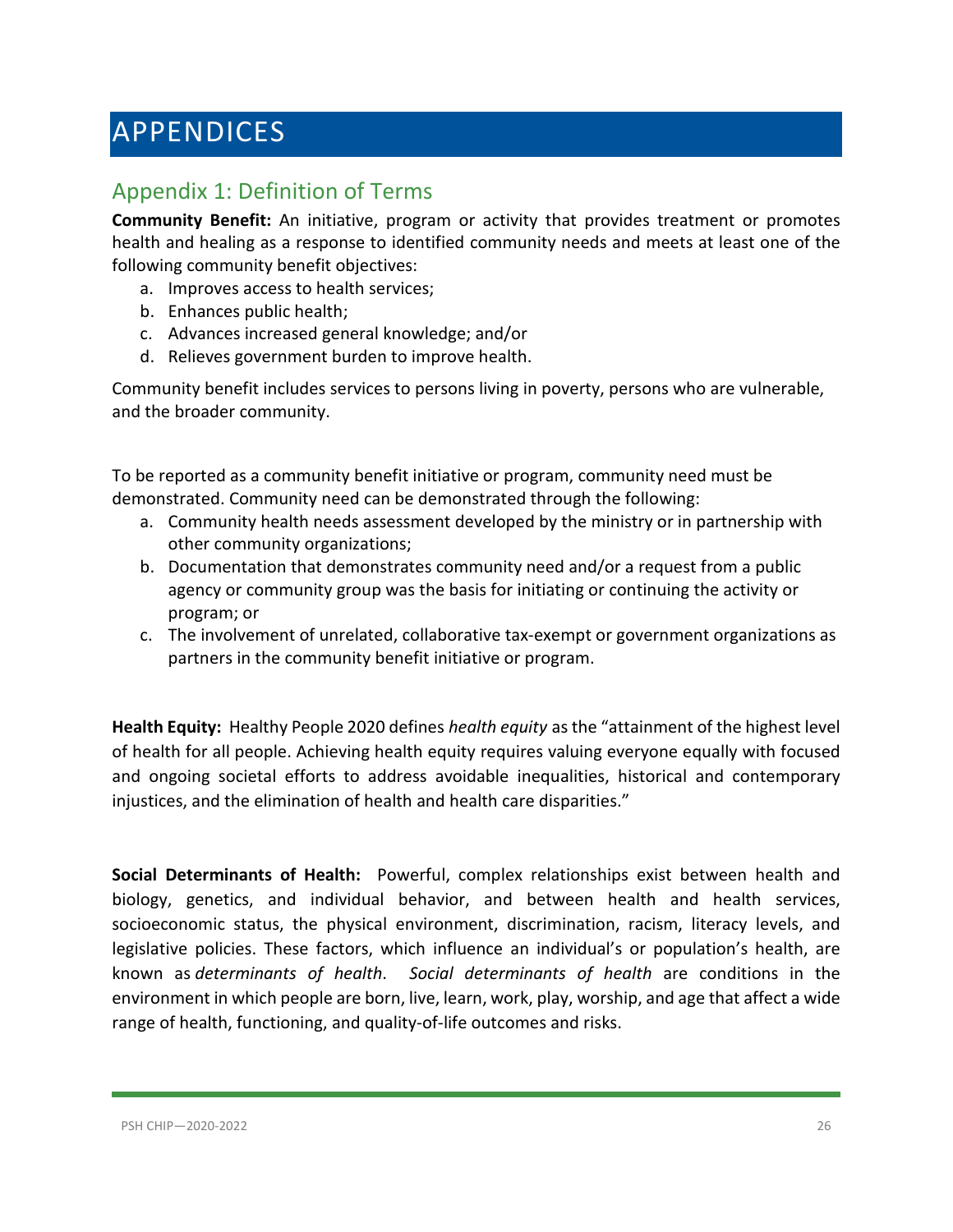# APPENDICES

## Appendix 1: Definition of Terms

**Community Benefit:** An initiative, program or activity that provides treatment or promotes health and healing as a response to identified community needs and meets at least one of the following community benefit objectives:

a. Improves access to health services;
b. Enhances public health;
c. Advances increased general knowledge; and/or
d. Relieves government burden to improve health.

Community benefit includes services to persons living in poverty, persons who are vulnerable, and the broader community.

To be reported as a community benefit initiative or program, community need must be demonstrated. Community need can be demonstrated through the following:

a. Community health needs assessment developed by the ministry or in partnership with other community organizations;
b. Documentation that demonstrates community need and/or a request from a public agency or community group was the basis for initiating or continuing the activity or program; or
c. The involvement of unrelated, collaborative tax-exempt or government organizations as partners in the community benefit initiative or program.

**Health Equity:** Healthy People 2020 defines *health equity* as the "attainment of the highest level of health for all people. Achieving health equity requires valuing everyone equally with focused and ongoing societal efforts to address avoidable inequalities, historical and contemporary injustices, and the elimination of health and health care disparities."

**Social Determinants of Health:** Powerful, complex relationships exist between health and biology, genetics, and individual behavior, and between health and health services, socioeconomic status, the physical environment, discrimination, racism, literacy levels, and legislative policies. These factors, which influence an individual's or population's health, are known as *determinants of health*. *Social determinants of health* are conditions in the environment in which people are born, live, learn, work, play, worship, and age that affect a wide range of health, functioning, and quality-of-life outcomes and risks.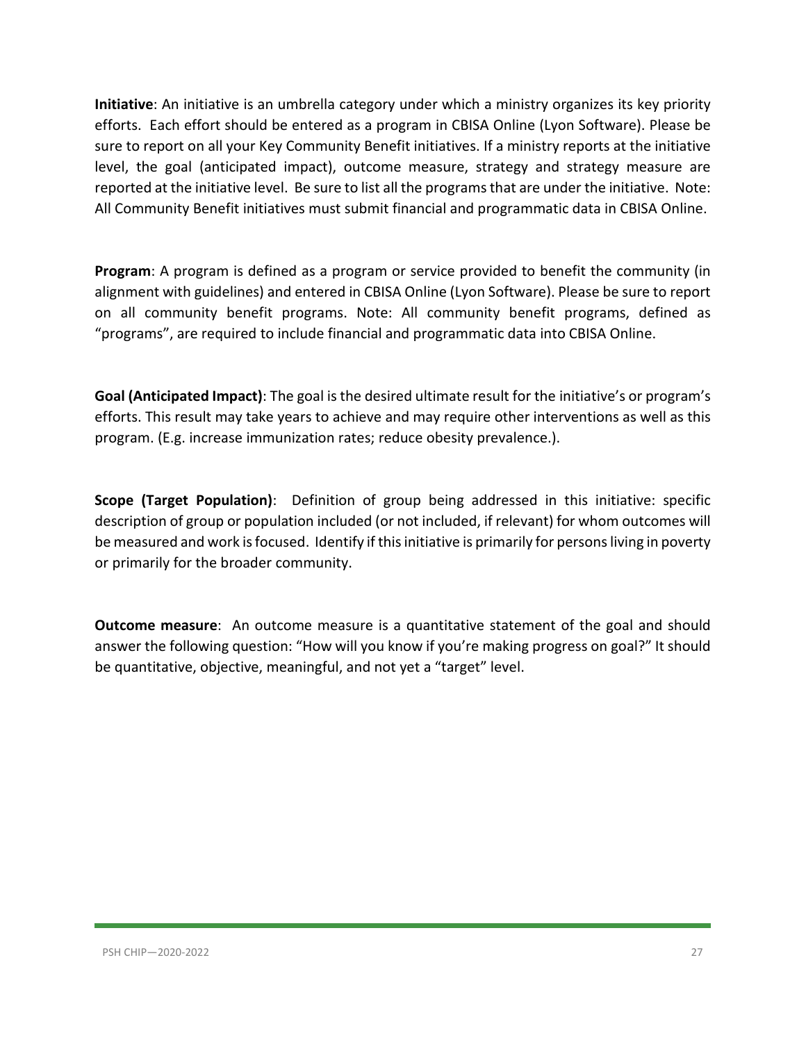**Initiative**: An initiative is an umbrella category under which a ministry organizes its key priority efforts. Each effort should be entered as a program in CBISA Online (Lyon Software). Please be sure to report on all your Key Community Benefit initiatives. If a ministry reports at the initiative level, the goal (anticipated impact), outcome measure, strategy and strategy measure are reported at the initiative level. Be sure to list all the programs that are under the initiative. Note: All Community Benefit initiatives must submit financial and programmatic data in CBISA Online.

**Program**: A program is defined as a program or service provided to benefit the community (in alignment with guidelines) and entered in CBISA Online (Lyon Software). Please be sure to report on all community benefit programs. Note: All community benefit programs, defined as "programs", are required to include financial and programmatic data into CBISA Online.

**Goal (Anticipated Impact)**: The goal is the desired ultimate result for the initiative's or program's efforts. This result may take years to achieve and may require other interventions as well as this program. (E.g. increase immunization rates; reduce obesity prevalence.).

**Scope (Target Population)**: Definition of group being addressed in this initiative: specific description of group or population included (or not included, if relevant) for whom outcomes will be measured and work is focused. Identify if this initiative is primarily for persons living in poverty or primarily for the broader community.

**Outcome measure**: An outcome measure is a quantitative statement of the goal and should answer the following question: "How will you know if you're making progress on goal?" It should be quantitative, objective, meaningful, and not yet a "target" level.